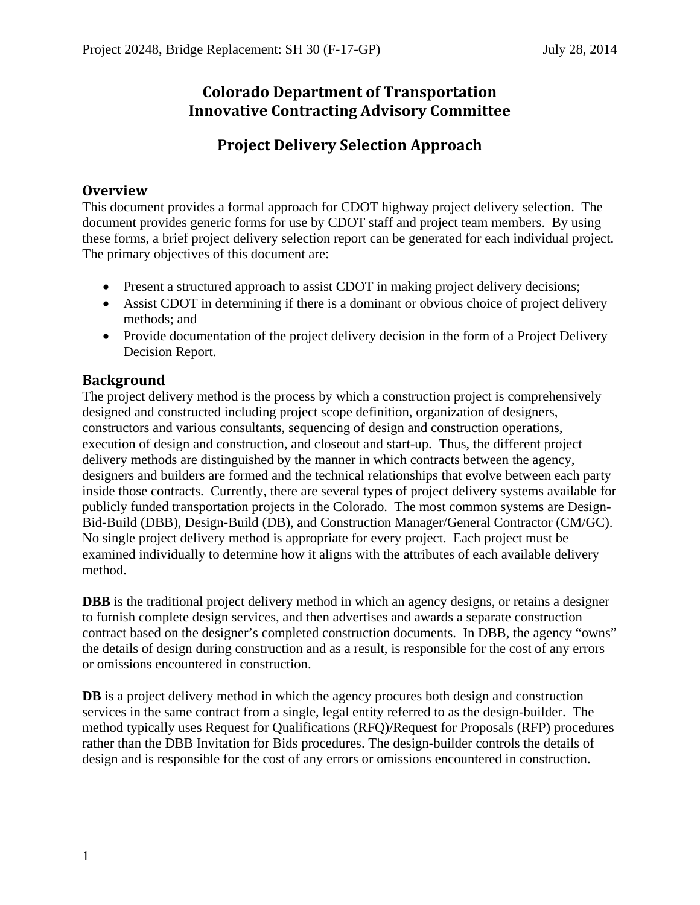# Colorado Department of Transportation
# Innovative Contracting Advisory Committee

## Project Delivery Selection Approach

### Overview

This document provides a formal approach for CDOT highway project delivery selection. The document provides generic forms for use by CDOT staff and project team members. By using these forms, a brief project delivery selection report can be generated for each individual project. The primary objectives of this document are:

- Present a structured approach to assist CDOT in making project delivery decisions;
- Assist CDOT in determining if there is a dominant or obvious choice of project delivery methods; and
- Provide documentation of the project delivery decision in the form of a Project Delivery Decision Report.

### Background

The project delivery method is the process by which a construction project is comprehensively designed and constructed including project scope definition, organization of designers, constructors and various consultants, sequencing of design and construction operations, execution of design and construction, and closeout and start-up. Thus, the different project delivery methods are distinguished by the manner in which contracts between the agency, designers and builders are formed and the technical relationships that evolve between each party inside those contracts. Currently, there are several types of project delivery systems available for publicly funded transportation projects in the Colorado. The most common systems are Design-Bid-Build (DBB), Design-Build (DB), and Construction Manager/General Contractor (CM/GC). No single project delivery method is appropriate for every project. Each project must be examined individually to determine how it aligns with the attributes of each available delivery method.

**DBB** is the traditional project delivery method in which an agency designs, or retains a designer to furnish complete design services, and then advertises and awards a separate construction contract based on the designer's completed construction documents. In DBB, the agency "owns" the details of design during construction and as a result, is responsible for the cost of any errors or omissions encountered in construction.

**DB** is a project delivery method in which the agency procures both design and construction services in the same contract from a single, legal entity referred to as the design-builder. The method typically uses Request for Qualifications (RFQ)/Request for Proposals (RFP) procedures rather than the DBB Invitation for Bids procedures. The design-builder controls the details of design and is responsible for the cost of any errors or omissions encountered in construction.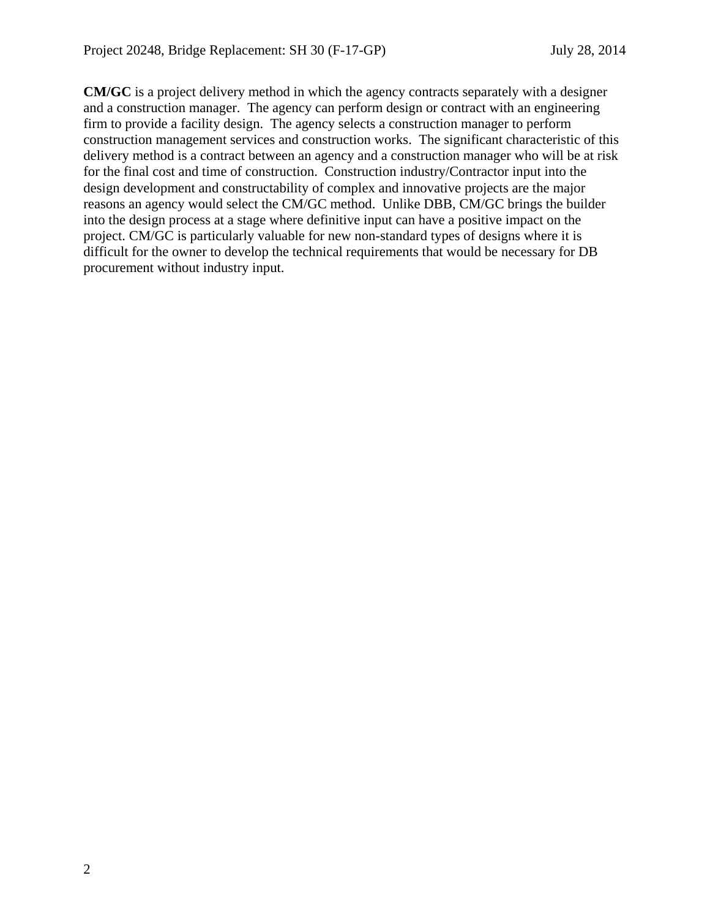**CM/GC** is a project delivery method in which the agency contracts separately with a designer and a construction manager. The agency can perform design or contract with an engineering firm to provide a facility design. The agency selects a construction manager to perform construction management services and construction works. The significant characteristic of this delivery method is a contract between an agency and a construction manager who will be at risk for the final cost and time of construction. Construction industry/Contractor input into the design development and constructability of complex and innovative projects are the major reasons an agency would select the CM/GC method. Unlike DBB, CM/GC brings the builder into the design process at a stage where definitive input can have a positive impact on the project. CM/GC is particularly valuable for new non-standard types of designs where it is difficult for the owner to develop the technical requirements that would be necessary for DB procurement without industry input.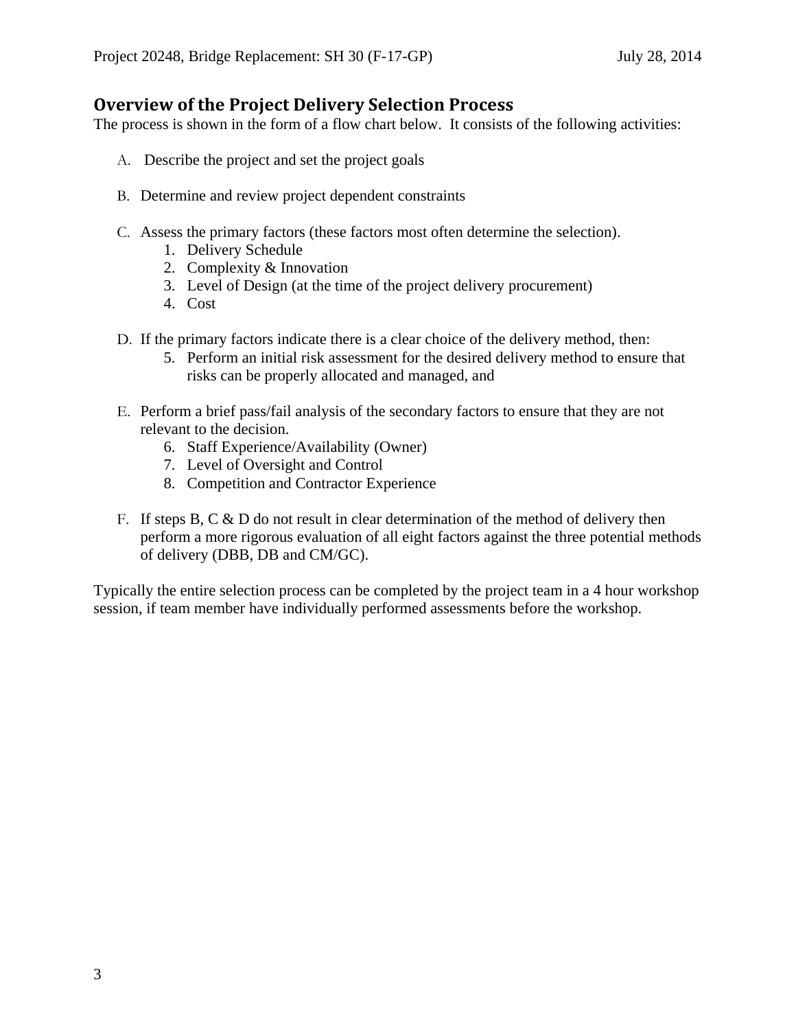## Overview of the Project Delivery Selection Process

The process is shown in the form of a flow chart below. It consists of the following activities:

A. Describe the project and set the project goals

B. Determine and review project dependent constraints

C. Assess the primary factors (these factors most often determine the selection).
   1. Delivery Schedule
   2. Complexity & Innovation
   3. Level of Design (at the time of the project delivery procurement)
   4. Cost

D. If the primary factors indicate there is a clear choice of the delivery method, then:
   5. Perform an initial risk assessment for the desired delivery method to ensure that risks can be properly allocated and managed, and

E. Perform a brief pass/fail analysis of the secondary factors to ensure that they are not relevant to the decision.
   6. Staff Experience/Availability (Owner)
   7. Level of Oversight and Control
   8. Competition and Contractor Experience

F. If steps B, C & D do not result in clear determination of the method of delivery then perform a more rigorous evaluation of all eight factors against the three potential methods of delivery (DBB, DB and CM/GC).

Typically the entire selection process can be completed by the project team in a 4 hour workshop session, if team member have individually performed assessments before the workshop.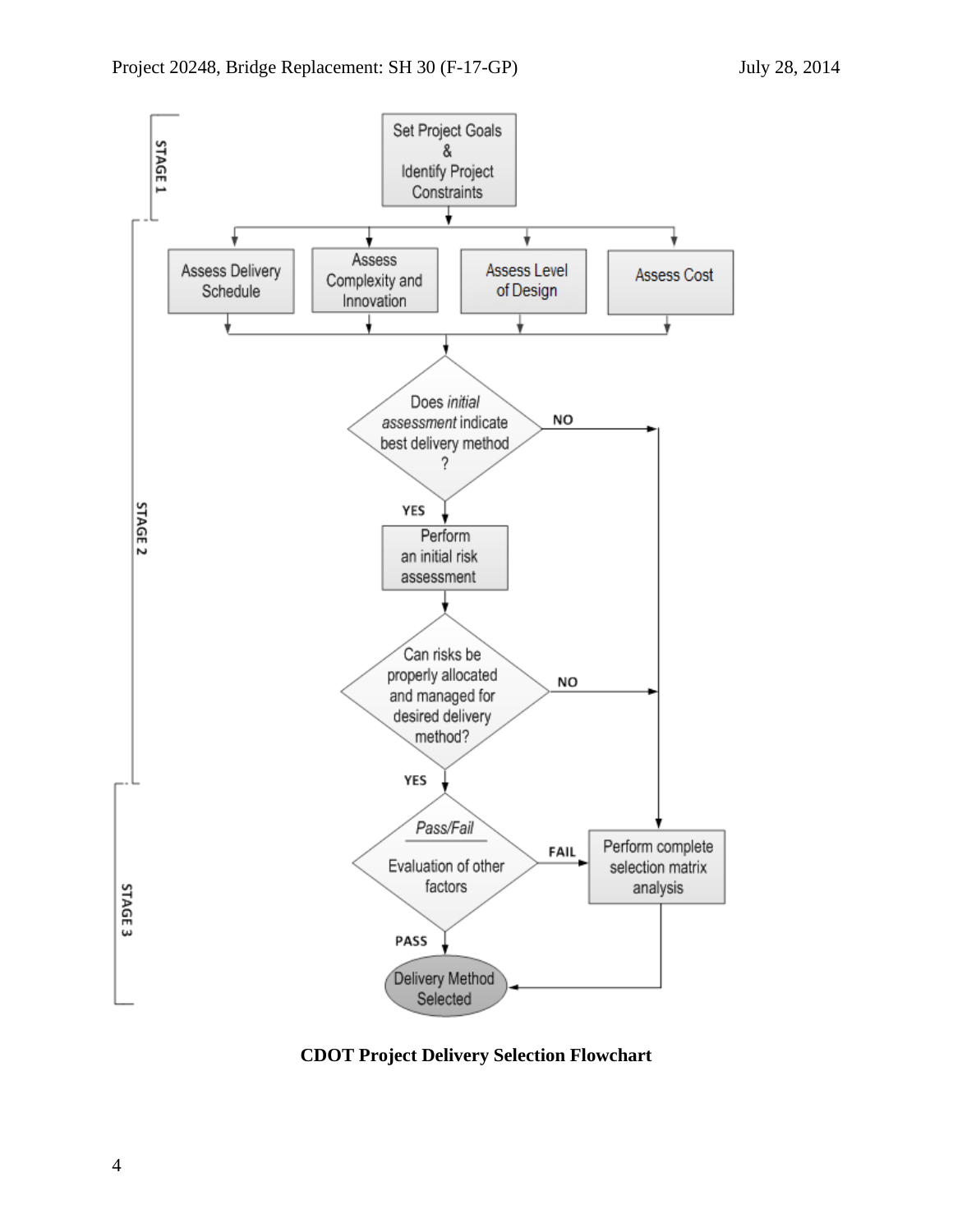STAGE 1

Set Project Goals & Identify Project Constraints

STAGE 2

Assess Delivery Schedule

Assess Complexity and Innovation

Assess Level of Design

Assess Cost

Does *initial assessment* indicate best delivery method?

YES → Perform an initial risk assessment

NO → Perform complete selection matrix analysis

Can risks be properly allocated and managed for desired delivery method?

YES → *Pass/Fail* Evaluation of other factors

NO → Perform complete selection matrix analysis

STAGE 3

*Pass/Fail* Evaluation of other factors

PASS → Delivery Method Selected

FAIL → Perform complete selection matrix analysis

Perform complete selection matrix analysis → Delivery Method Selected

**CDOT Project Delivery Selection Flowchart**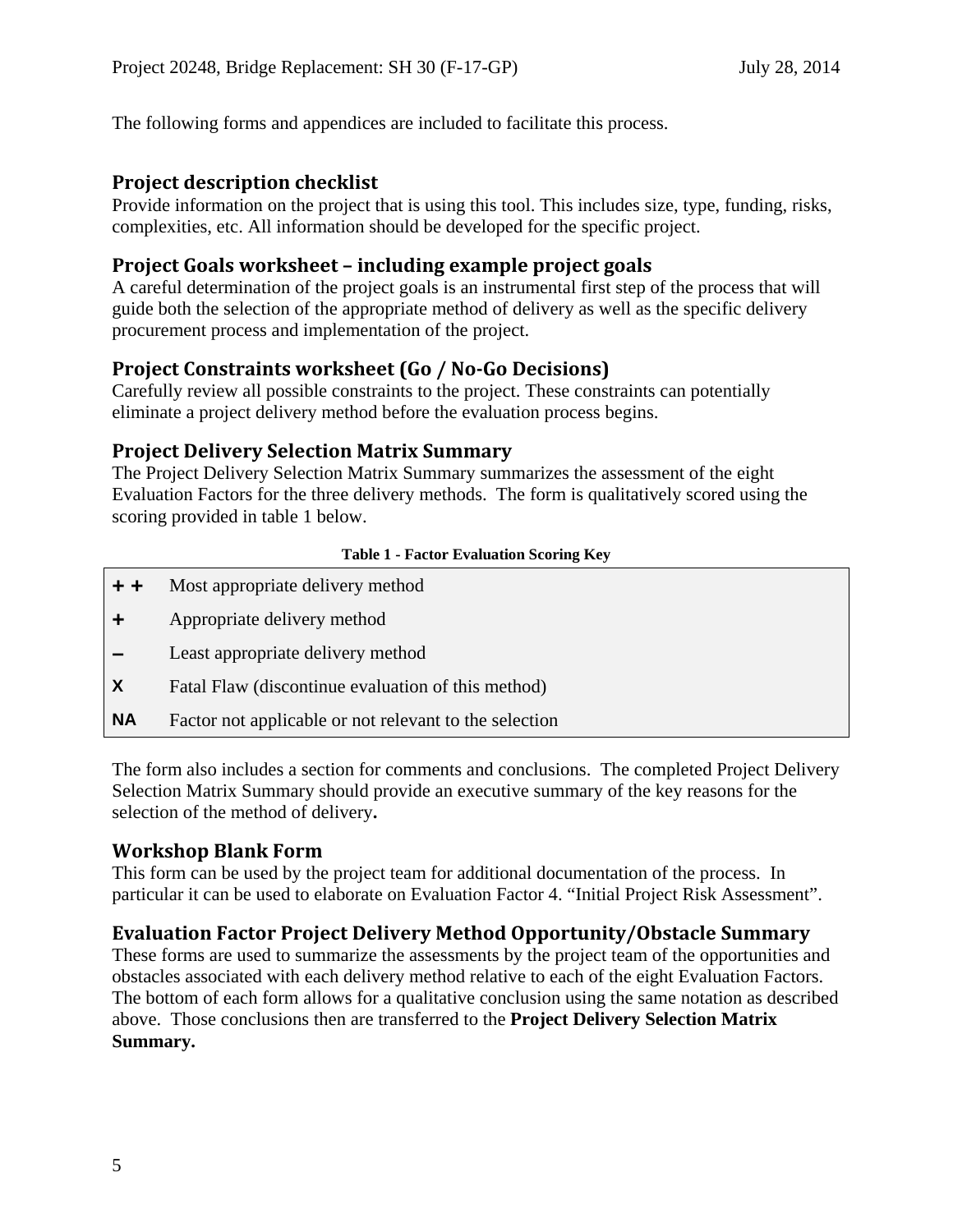The following forms and appendices are included to facilitate this process.

## Project description checklist

Provide information on the project that is using this tool. This includes size, type, funding, risks, complexities, etc. All information should be developed for the specific project.

## Project Goals worksheet – including example project goals

A careful determination of the project goals is an instrumental first step of the process that will guide both the selection of the appropriate method of delivery as well as the specific delivery procurement process and implementation of the project.

## Project Constraints worksheet (Go / No-Go Decisions)

Carefully review all possible constraints to the project. These constraints can potentially eliminate a project delivery method before the evaluation process begins.

## Project Delivery Selection Matrix Summary

The Project Delivery Selection Matrix Summary summarizes the assessment of the eight Evaluation Factors for the three delivery methods. The form is qualitatively scored using the scoring provided in table 1 below.

**Table 1 - Factor Evaluation Scoring Key**

| | |
|---|---|
| **+ +** | Most appropriate delivery method |
| **+** | Appropriate delivery method |
| **–** | Least appropriate delivery method |
| **X** | Fatal Flaw (discontinue evaluation of this method) |
| **NA** | Factor not applicable or not relevant to the selection |

The form also includes a section for comments and conclusions. The completed Project Delivery Selection Matrix Summary should provide an executive summary of the key reasons for the selection of the method of delivery**.**

## Workshop Blank Form

This form can be used by the project team for additional documentation of the process. In particular it can be used to elaborate on Evaluation Factor 4. "Initial Project Risk Assessment".

## Evaluation Factor Project Delivery Method Opportunity/Obstacle Summary

These forms are used to summarize the assessments by the project team of the opportunities and obstacles associated with each delivery method relative to each of the eight Evaluation Factors. The bottom of each form allows for a qualitative conclusion using the same notation as described above. Those conclusions then are transferred to the **Project Delivery Selection Matrix Summary.**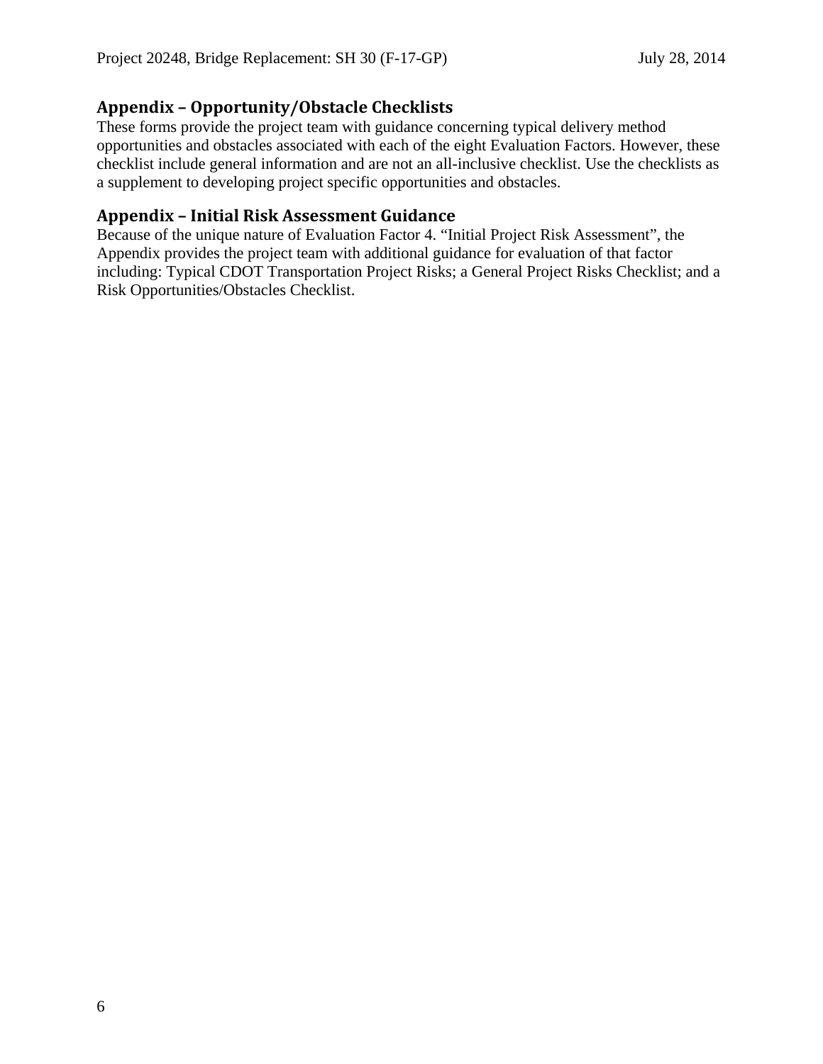## Appendix – Opportunity/Obstacle Checklists

These forms provide the project team with guidance concerning typical delivery method opportunities and obstacles associated with each of the eight Evaluation Factors. However, these checklist include general information and are not an all-inclusive checklist. Use the checklists as a supplement to developing project specific opportunities and obstacles.

## Appendix – Initial Risk Assessment Guidance

Because of the unique nature of Evaluation Factor 4. "Initial Project Risk Assessment", the Appendix provides the project team with additional guidance for evaluation of that factor including: Typical CDOT Transportation Project Risks; a General Project Risks Checklist; and a Risk Opportunities/Obstacles Checklist.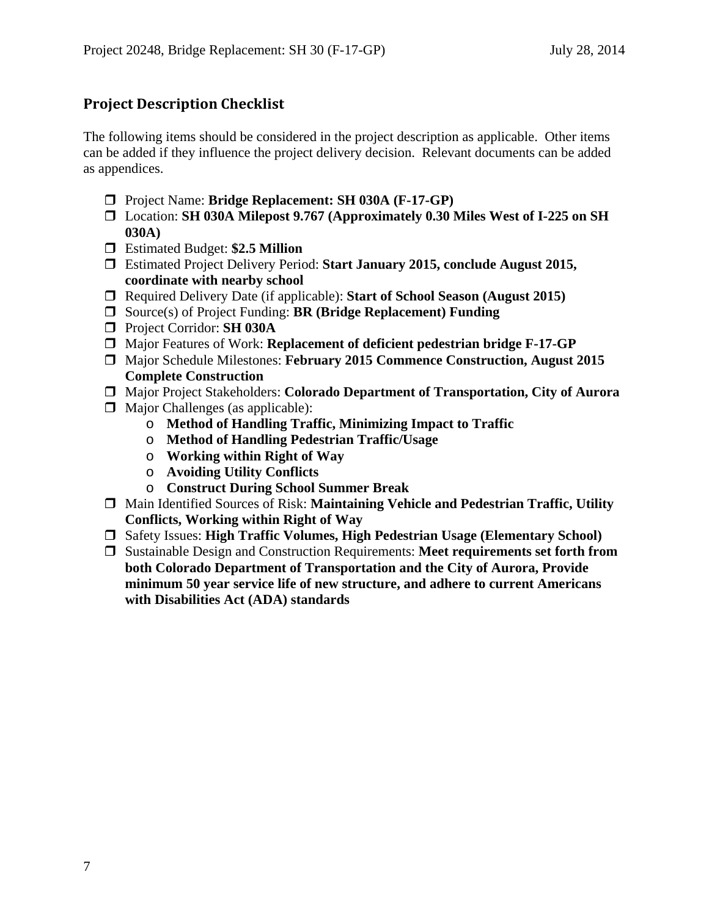## Project Description Checklist

The following items should be considered in the project description as applicable. Other items can be added if they influence the project delivery decision. Relevant documents can be added as appendices.

- Project Name: **Bridge Replacement: SH 030A (F-17-GP)**
- Location: **SH 030A Milepost 9.767 (Approximately 0.30 Miles West of I-225 on SH 030A)**
- Estimated Budget: **$2.5 Million**
- Estimated Project Delivery Period: **Start January 2015, conclude August 2015, coordinate with nearby school**
- Required Delivery Date (if applicable): **Start of School Season (August 2015)**
- Source(s) of Project Funding: **BR (Bridge Replacement) Funding**
- Project Corridor: **SH 030A**
- Major Features of Work: **Replacement of deficient pedestrian bridge F-17-GP**
- Major Schedule Milestones: **February 2015 Commence Construction, August 2015 Complete Construction**
- Major Project Stakeholders: **Colorado Department of Transportation, City of Aurora**
- Major Challenges (as applicable):
  - **Method of Handling Traffic, Minimizing Impact to Traffic**
  - **Method of Handling Pedestrian Traffic/Usage**
  - **Working within Right of Way**
  - **Avoiding Utility Conflicts**
  - **Construct During School Summer Break**
- Main Identified Sources of Risk: **Maintaining Vehicle and Pedestrian Traffic, Utility Conflicts, Working within Right of Way**
- Safety Issues: **High Traffic Volumes, High Pedestrian Usage (Elementary School)**
- Sustainable Design and Construction Requirements: **Meet requirements set forth from both Colorado Department of Transportation and the City of Aurora, Provide minimum 50 year service life of new structure, and adhere to current Americans with Disabilities Act (ADA) standards**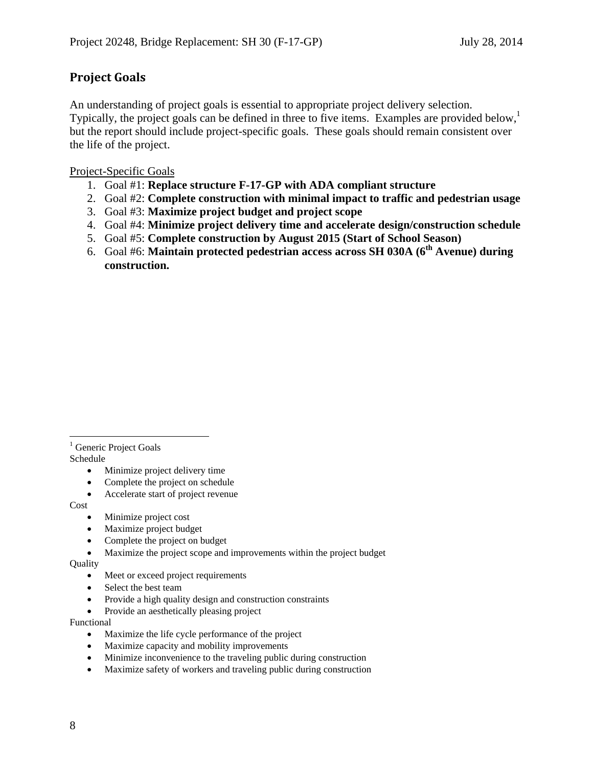## Project Goals

An understanding of project goals is essential to appropriate project delivery selection. Typically, the project goals can be defined in three to five items. Examples are provided below,[1] but the report should include project-specific goals. These goals should remain consistent over the life of the project.

Project-Specific Goals

1. Goal #1: **Replace structure F-17-GP with ADA compliant structure**
2. Goal #2: **Complete construction with minimal impact to traffic and pedestrian usage**
3. Goal #3: **Maximize project budget and project scope**
4. Goal #4: **Minimize project delivery time and accelerate design/construction schedule**
5. Goal #5: **Complete construction by August 2015 (Start of School Season)**
6. Goal #6: **Maintain protected pedestrian access across SH 030A (6th Avenue) during construction.**

---

[1] Generic Project Goals

Schedule

- Minimize project delivery time
- Complete the project on schedule
- Accelerate start of project revenue

Cost

- Minimize project cost
- Maximize project budget
- Complete the project on budget
- Maximize the project scope and improvements within the project budget

Quality

- Meet or exceed project requirements
- Select the best team
- Provide a high quality design and construction constraints
- Provide an aesthetically pleasing project

Functional

- Maximize the life cycle performance of the project
- Maximize capacity and mobility improvements
- Minimize inconvenience to the traveling public during construction
- Maximize safety of workers and traveling public during construction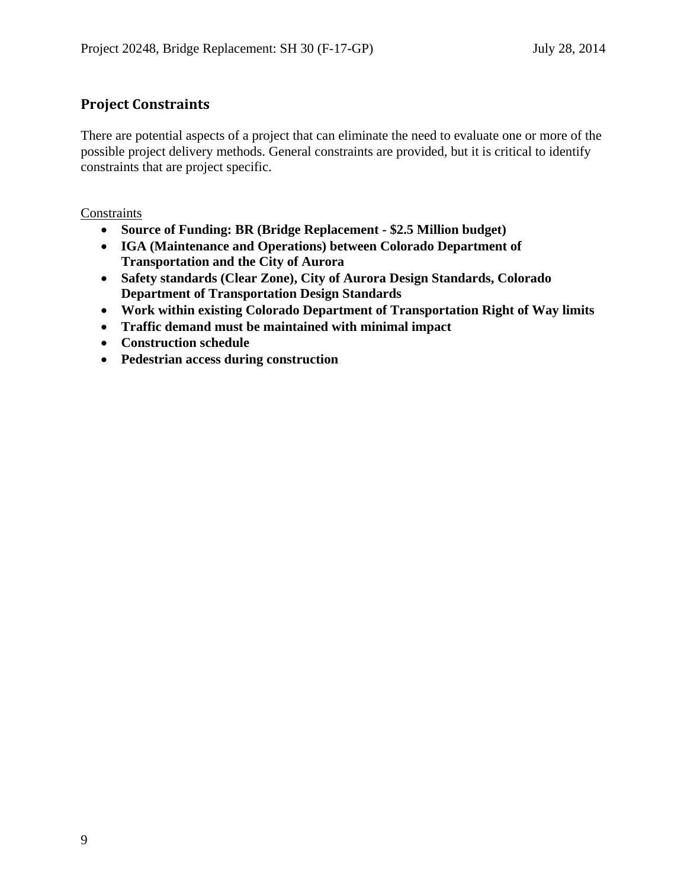## Project Constraints

There are potential aspects of a project that can eliminate the need to evaluate one or more of the possible project delivery methods. General constraints are provided, but it is critical to identify constraints that are project specific.

<u>Constraints</u>

- **Source of Funding: BR (Bridge Replacement - $2.5 Million budget)**
- **IGA (Maintenance and Operations) between Colorado Department of Transportation and the City of Aurora**
- **Safety standards (Clear Zone), City of Aurora Design Standards, Colorado Department of Transportation Design Standards**
- **Work within existing Colorado Department of Transportation Right of Way limits**
- **Traffic demand must be maintained with minimal impact**
- **Construction schedule**
- **Pedestrian access during construction**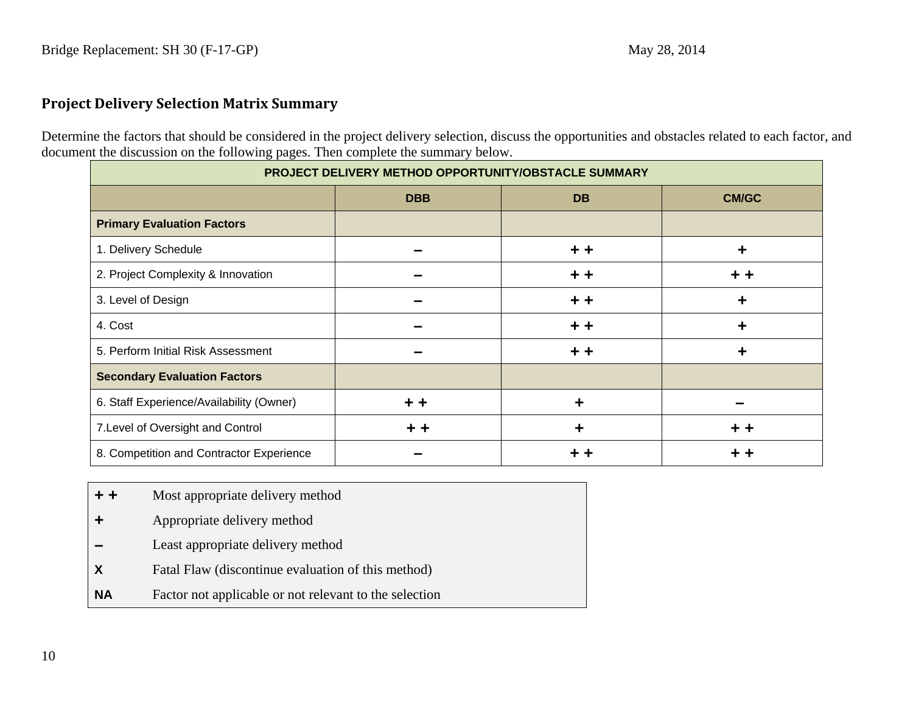## Project Delivery Selection Matrix Summary

Determine the factors that should be considered in the project delivery selection, discuss the opportunities and obstacles related to each factor, and document the discussion on the following pages. Then complete the summary below.

| PROJECT DELIVERY METHOD OPPORTUNITY/OBSTACLE SUMMARY | | | |
|---|---|---|---|
| | DBB | DB | CM/GC |
| **Primary Evaluation Factors** | | | |
| 1. Delivery Schedule | – | + + | + |
| 2. Project Complexity & Innovation | – | + + | + + |
| 3. Level of Design | – | + + | + |
| 4. Cost | – | + + | + |
| 5. Perform Initial Risk Assessment | – | + + | + |
| **Secondary Evaluation Factors** | | | |
| 6. Staff Experience/Availability (Owner) | + + | + | – |
| 7.Level of Oversight and Control | + + | + | + + |
| 8. Competition and Contractor Experience | – | + + | + + |

| | |
|---|---|
| **+ +** | Most appropriate delivery method |
| **+** | Appropriate delivery method |
| **–** | Least appropriate delivery method |
| **X** | Fatal Flaw (discontinue evaluation of this method) |
| **NA** | Factor not applicable or not relevant to the selection |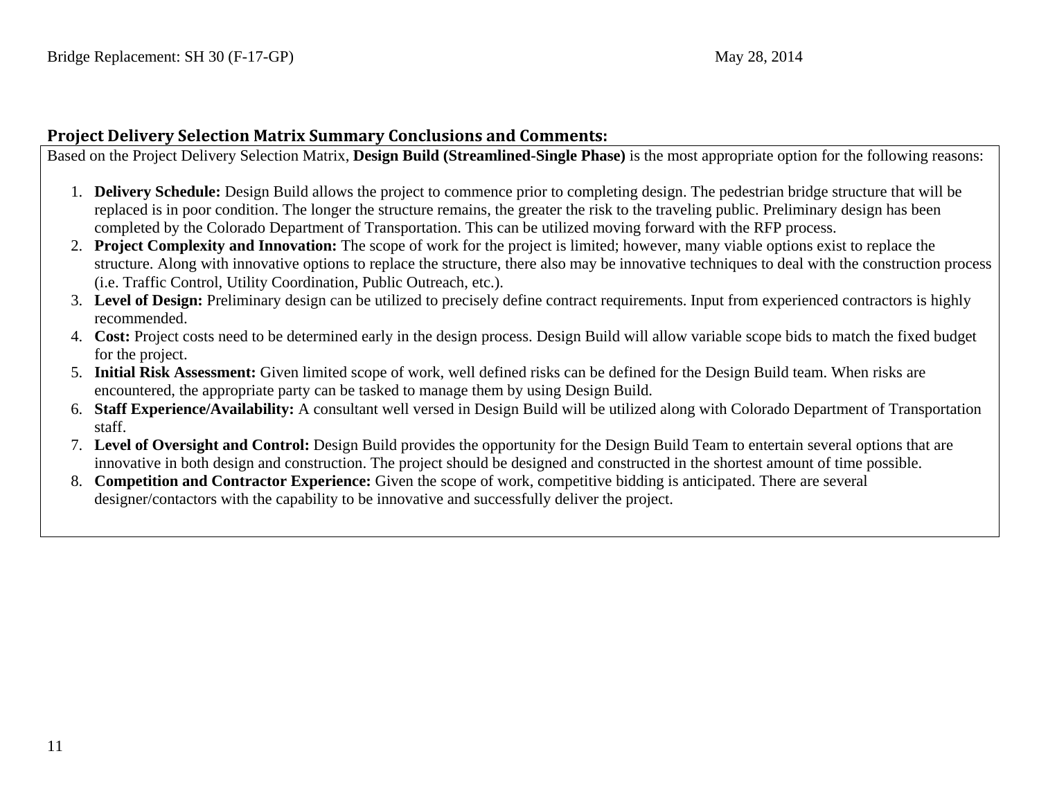## Project Delivery Selection Matrix Summary Conclusions and Comments:

Based on the Project Delivery Selection Matrix, **Design Build (Streamlined-Single Phase)** is the most appropriate option for the following reasons:

1. **Delivery Schedule:** Design Build allows the project to commence prior to completing design. The pedestrian bridge structure that will be replaced is in poor condition. The longer the structure remains, the greater the risk to the traveling public. Preliminary design has been completed by the Colorado Department of Transportation. This can be utilized moving forward with the RFP process.
2. **Project Complexity and Innovation:** The scope of work for the project is limited; however, many viable options exist to replace the structure. Along with innovative options to replace the structure, there also may be innovative techniques to deal with the construction process (i.e. Traffic Control, Utility Coordination, Public Outreach, etc.).
3. **Level of Design:** Preliminary design can be utilized to precisely define contract requirements. Input from experienced contractors is highly recommended.
4. **Cost:** Project costs need to be determined early in the design process. Design Build will allow variable scope bids to match the fixed budget for the project.
5. **Initial Risk Assessment:** Given limited scope of work, well defined risks can be defined for the Design Build team. When risks are encountered, the appropriate party can be tasked to manage them by using Design Build.
6. **Staff Experience/Availability:** A consultant well versed in Design Build will be utilized along with Colorado Department of Transportation staff.
7. **Level of Oversight and Control:** Design Build provides the opportunity for the Design Build Team to entertain several options that are innovative in both design and construction. The project should be designed and constructed in the shortest amount of time possible.
8. **Competition and Contractor Experience:** Given the scope of work, competitive bidding is anticipated. There are several designer/contactors with the capability to be innovative and successfully deliver the project.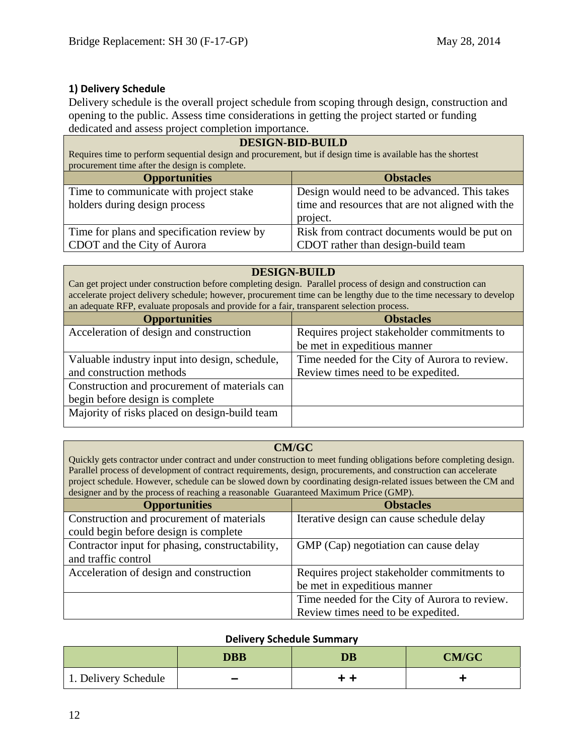## 1) Delivery Schedule

Delivery schedule is the overall project schedule from scoping through design, construction and opening to the public. Assess time considerations in getting the project started or funding dedicated and assess project completion importance.

| DESIGN-BID-BUILD<br>Requires time to perform sequential design and procurement, but if design time is available has the shortest procurement time after the design is complete. | |
|---|---|
| **Opportunities** | **Obstacles** |
| Time to communicate with project stake holders during design process | Design would need to be advanced. This takes time and resources that are not aligned with the project. |
| Time for plans and specification review by CDOT and the City of Aurora | Risk from contract documents would be put on CDOT rather than design-build team |

| DESIGN-BUILD<br>Can get project under construction before completing design. Parallel process of design and construction can accelerate project delivery schedule; however, procurement time can be lengthy due to the time necessary to develop an adequate RFP, evaluate proposals and provide for a fair, transparent selection process. | |
|---|---|
| **Opportunities** | **Obstacles** |
| Acceleration of design and construction | Requires project stakeholder commitments to be met in expeditious manner |
| Valuable industry input into design, schedule, and construction methods | Time needed for the City of Aurora to review. Review times need to be expedited. |
| Construction and procurement of materials can begin before design is complete | |
| Majority of risks placed on design-build team | |

| CM/GC<br>Quickly gets contractor under contract and under construction to meet funding obligations before completing design. Parallel process of development of contract requirements, design, procurements, and construction can accelerate project schedule. However, schedule can be slowed down by coordinating design-related issues between the CM and designer and by the process of reaching a reasonable Guaranteed Maximum Price (GMP). | |
|---|---|
| **Opportunities** | **Obstacles** |
| Construction and procurement of materials could begin before design is complete | Iterative design can cause schedule delay |
| Contractor input for phasing, constructability, and traffic control | GMP (Cap) negotiation can cause delay |
| Acceleration of design and construction | Requires project stakeholder commitments to be met in expeditious manner |
| | Time needed for the City of Aurora to review. Review times need to be expedited. |

**Delivery Schedule Summary**

| | DBB | DB | CM/GC |
|---|---|---|---|
| 1. Delivery Schedule | – | + + | + |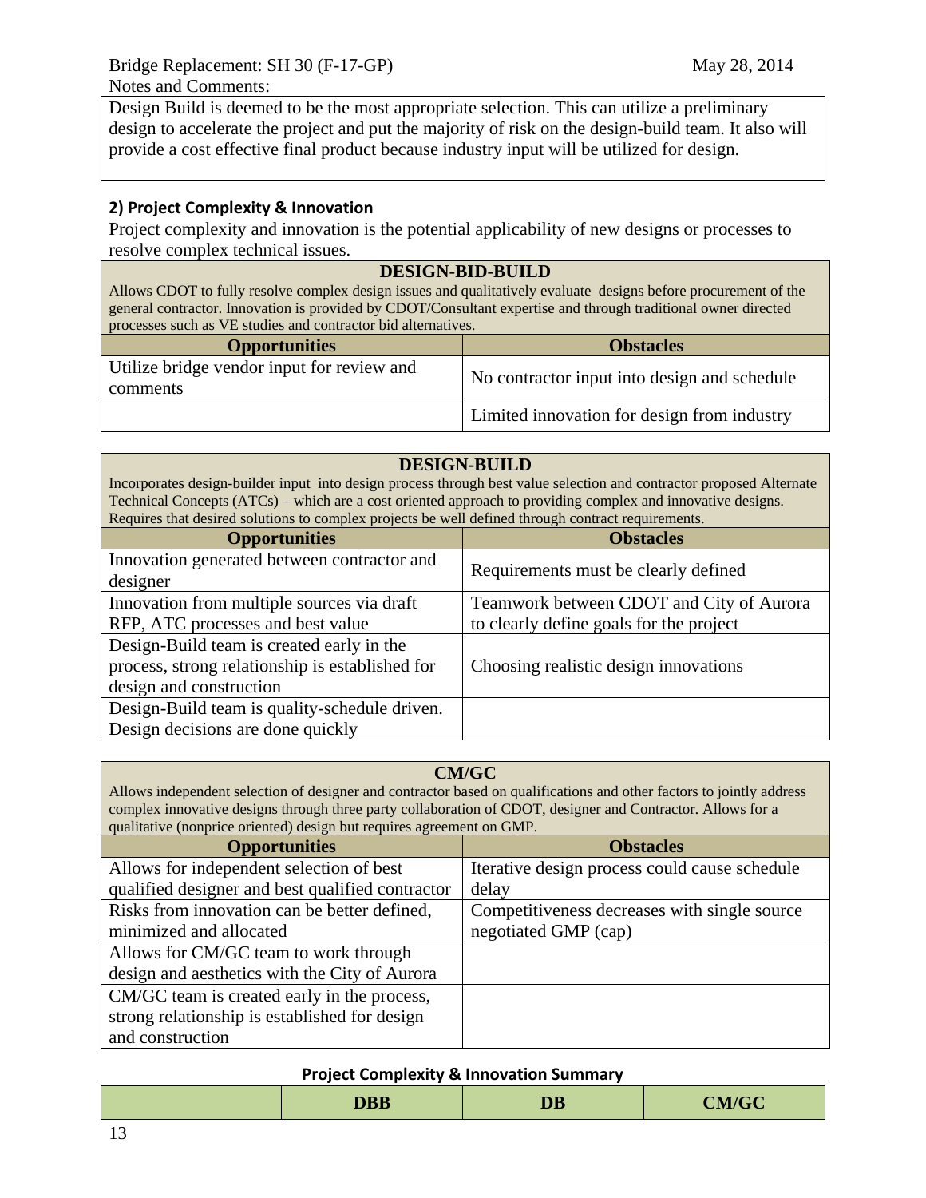Notes and Comments:

Design Build is deemed to be the most appropriate selection. This can utilize a preliminary design to accelerate the project and put the majority of risk on the design-build team. It also will provide a cost effective final product because industry input will be utilized for design.

## 2) Project Complexity & Innovation

Project complexity and innovation is the potential applicability of new designs or processes to resolve complex technical issues.

**DESIGN-BID-BUILD**

Allows CDOT to fully resolve complex design issues and qualitatively evaluate designs before procurement of the general contractor. Innovation is provided by CDOT/Consultant expertise and through traditional owner directed processes such as VE studies and contractor bid alternatives.

| Opportunities | Obstacles |
|---|---|
| Utilize bridge vendor input for review and comments | No contractor input into design and schedule |
| | Limited innovation for design from industry |

**DESIGN-BUILD**

Incorporates design-builder input into design process through best value selection and contractor proposed Alternate Technical Concepts (ATCs) – which are a cost oriented approach to providing complex and innovative designs. Requires that desired solutions to complex projects be well defined through contract requirements.

| Opportunities | Obstacles |
|---|---|
| Innovation generated between contractor and designer | Requirements must be clearly defined |
| Innovation from multiple sources via draft RFP, ATC processes and best value | Teamwork between CDOT and City of Aurora to clearly define goals for the project |
| Design-Build team is created early in the process, strong relationship is established for design and construction | Choosing realistic design innovations |
| Design-Build team is quality-schedule driven. Design decisions are done quickly | |

**CM/GC**

Allows independent selection of designer and contractor based on qualifications and other factors to jointly address complex innovative designs through three party collaboration of CDOT, designer and Contractor. Allows for a qualitative (nonprice oriented) design but requires agreement on GMP.

| Opportunities | Obstacles |
|---|---|
| Allows for independent selection of best qualified designer and best qualified contractor | Iterative design process could cause schedule delay |
| Risks from innovation can be better defined, minimized and allocated | Competitiveness decreases with single source negotiated GMP (cap) |
| Allows for CM/GC team to work through design and aesthetics with the City of Aurora | |
| CM/GC team is created early in the process, strong relationship is established for design and construction | |

**Project Complexity & Innovation Summary**

| | DBB | DB | CM/GC |
|---|---|---|---|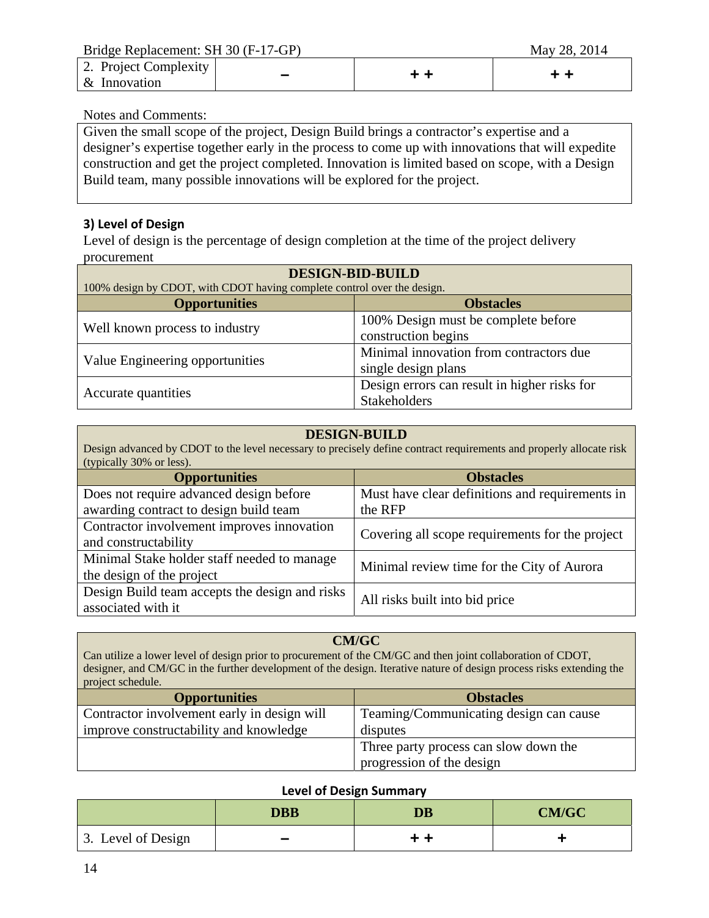| 2. Project Complexity & Innovation | – | + + | + + |
|---|---|---|---|

Notes and Comments:

Given the small scope of the project, Design Build brings a contractor's expertise and a designer's expertise together early in the process to come up with innovations that will expedite construction and get the project completed. Innovation is limited based on scope, with a Design Build team, many possible innovations will be explored for the project.

### 3) Level of Design

Level of design is the percentage of design completion at the time of the project delivery procurement

| DESIGN-BID-BUILD<br>100% design by CDOT, with CDOT having complete control over the design. | |
|---|---|
| **Opportunities** | **Obstacles** |
| Well known process to industry | 100% Design must be complete before construction begins |
| Value Engineering opportunities | Minimal innovation from contractors due single design plans |
| Accurate quantities | Design errors can result in higher risks for Stakeholders |

| DESIGN-BUILD<br>Design advanced by CDOT to the level necessary to precisely define contract requirements and properly allocate risk (typically 30% or less). | |
|---|---|
| **Opportunities** | **Obstacles** |
| Does not require advanced design before awarding contract to design build team | Must have clear definitions and requirements in the RFP |
| Contractor involvement improves innovation and constructability | Covering all scope requirements for the project |
| Minimal Stake holder staff needed to manage the design of the project | Minimal review time for the City of Aurora |
| Design Build team accepts the design and risks associated with it | All risks built into bid price |

| CM/GC<br>Can utilize a lower level of design prior to procurement of the CM/GC and then joint collaboration of CDOT, designer, and CM/GC in the further development of the design. Iterative nature of design process risks extending the project schedule. | |
|---|---|
| **Opportunities** | **Obstacles** |
| Contractor involvement early in design will improve constructability and knowledge | Teaming/Communicating design can cause disputes |
| | Three party process can slow down the progression of the design |

**Level of Design Summary**

| | DBB | DB | CM/GC |
|---|---|---|---|
| 3. Level of Design | – | + + | + |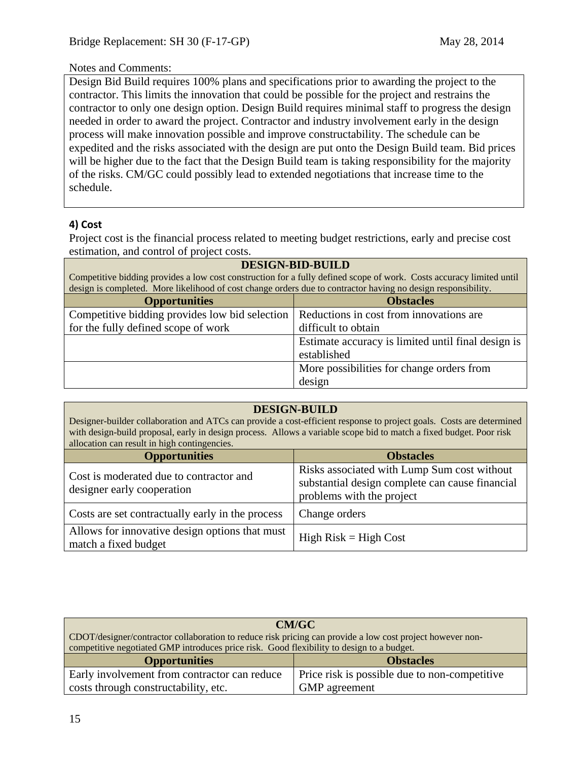Notes and Comments:

Design Bid Build requires 100% plans and specifications prior to awarding the project to the contractor. This limits the innovation that could be possible for the project and restrains the contractor to only one design option. Design Build requires minimal staff to progress the design needed in order to award the project. Contractor and industry involvement early in the design process will make innovation possible and improve constructability. The schedule can be expedited and the risks associated with the design are put onto the Design Build team. Bid prices will be higher due to the fact that the Design Build team is taking responsibility for the majority of the risks. CM/GC could possibly lead to extended negotiations that increase time to the schedule.

### 4) Cost

Project cost is the financial process related to meeting budget restrictions, early and precise cost estimation, and control of project costs.

| **DESIGN-BID-BUILD**<br>Competitive bidding provides a low cost construction for a fully defined scope of work. Costs accuracy limited until design is completed. More likelihood of cost change orders due to contractor having no design responsibility. | |
|---|---|
| **Opportunities** | **Obstacles** |
| Competitive bidding provides low bid selection for the fully defined scope of work | Reductions in cost from innovations are difficult to obtain |
| | Estimate accuracy is limited until final design is established |
| | More possibilities for change orders from design |

| **DESIGN-BUILD**<br>Designer-builder collaboration and ATCs can provide a cost-efficient response to project goals. Costs are determined with design-build proposal, early in design process. Allows a variable scope bid to match a fixed budget. Poor risk allocation can result in high contingencies. | |
|---|---|
| **Opportunities** | **Obstacles** |
| Cost is moderated due to contractor and designer early cooperation | Risks associated with Lump Sum cost without substantial design complete can cause financial problems with the project |
| Costs are set contractually early in the process | Change orders |
| Allows for innovative design options that must match a fixed budget | High Risk = High Cost |

| **CM/GC**<br>CDOT/designer/contractor collaboration to reduce risk pricing can provide a low cost project however non-competitive negotiated GMP introduces price risk. Good flexibility to design to a budget. | |
|---|---|
| **Opportunities** | **Obstacles** |
| Early involvement from contractor can reduce costs through constructability, etc. | Price risk is possible due to non-competitive GMP agreement |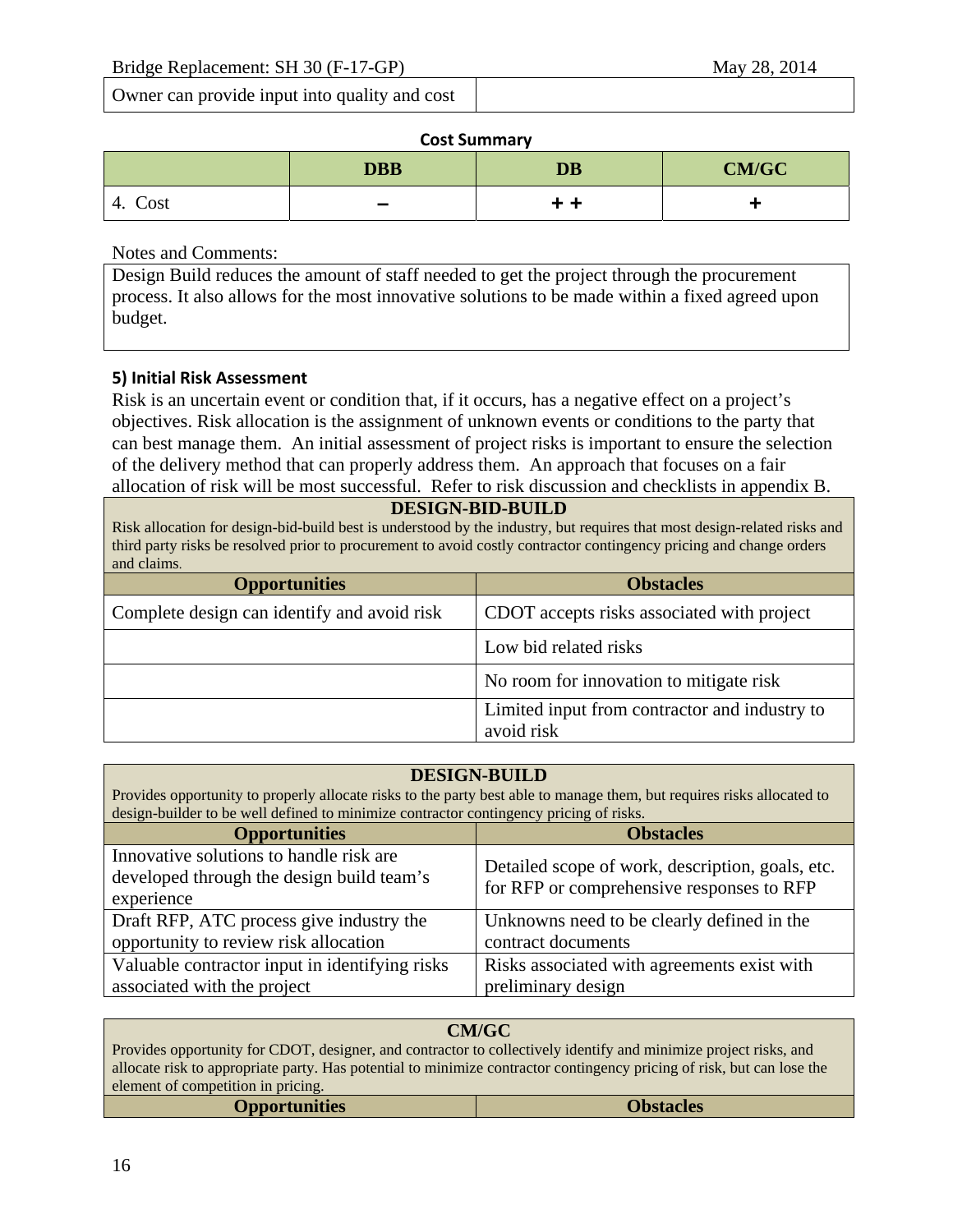| Owner can provide input into quality and cost | |
|---|---|

**Cost Summary**

| | DBB | DB | CM/GC |
|---|---|---|---|
| 4. Cost | – | + + | + |

Notes and Comments:

Design Build reduces the amount of staff needed to get the project through the procurement process. It also allows for the most innovative solutions to be made within a fixed agreed upon budget.

### 5) Initial Risk Assessment

Risk is an uncertain event or condition that, if it occurs, has a negative effect on a project's objectives. Risk allocation is the assignment of unknown events or conditions to the party that can best manage them. An initial assessment of project risks is important to ensure the selection of the delivery method that can properly address them. An approach that focuses on a fair allocation of risk will be most successful. Refer to risk discussion and checklists in appendix B.

**DESIGN-BID-BUILD**

Risk allocation for design-bid-build best is understood by the industry, but requires that most design-related risks and third party risks be resolved prior to procurement to avoid costly contractor contingency pricing and change orders and claims.

| Opportunities | Obstacles |
|---|---|
| Complete design can identify and avoid risk | CDOT accepts risks associated with project |
| | Low bid related risks |
| | No room for innovation to mitigate risk |
| | Limited input from contractor and industry to avoid risk |

**DESIGN-BUILD**

Provides opportunity to properly allocate risks to the party best able to manage them, but requires risks allocated to design-builder to be well defined to minimize contractor contingency pricing of risks.

| Opportunities | Obstacles |
|---|---|
| Innovative solutions to handle risk are developed through the design build team's experience | Detailed scope of work, description, goals, etc. for RFP or comprehensive responses to RFP |
| Draft RFP, ATC process give industry the opportunity to review risk allocation | Unknowns need to be clearly defined in the contract documents |
| Valuable contractor input in identifying risks associated with the project | Risks associated with agreements exist with preliminary design |

**CM/GC**

Provides opportunity for CDOT, designer, and contractor to collectively identify and minimize project risks, and allocate risk to appropriate party. Has potential to minimize contractor contingency pricing of risk, but can lose the element of competition in pricing.

| Opportunities | Obstacles |
|---|---|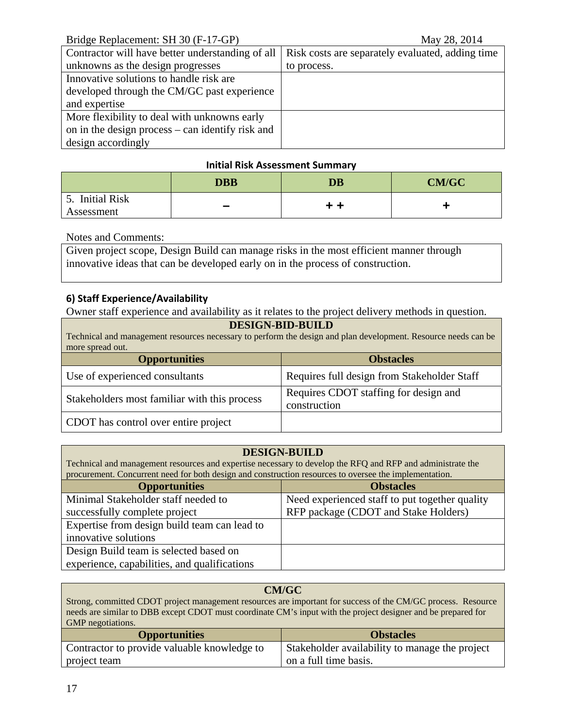| | |
|---|---|
| Contractor will have better understanding of all unknowns as the design progresses | Risk costs are separately evaluated, adding time to process. |
| Innovative solutions to handle risk are developed through the CM/GC past experience and expertise | |
| More flexibility to deal with unknowns early on in the design process – can identify risk and design accordingly | |

**Initial Risk Assessment Summary**

| | DBB | DB | CM/GC |
|---|---|---|---|
| 5. Initial Risk Assessment | – | + + | + |

Notes and Comments:

Given project scope, Design Build can manage risks in the most efficient manner through innovative ideas that can be developed early on in the process of construction.

### 6) Staff Experience/Availability

Owner staff experience and availability as it relates to the project delivery methods in question.

**DESIGN-BID-BUILD**

Technical and management resources necessary to perform the design and plan development. Resource needs can be more spread out.

| Opportunities | Obstacles |
|---|---|
| Use of experienced consultants | Requires full design from Stakeholder Staff |
| Stakeholders most familiar with this process | Requires CDOT staffing for design and construction |
| CDOT has control over entire project | |

**DESIGN-BUILD**

Technical and management resources and expertise necessary to develop the RFQ and RFP and administrate the procurement. Concurrent need for both design and construction resources to oversee the implementation.

| Opportunities | Obstacles |
|---|---|
| Minimal Stakeholder staff needed to successfully complete project | Need experienced staff to put together quality RFP package (CDOT and Stake Holders) |
| Expertise from design build team can lead to innovative solutions | |
| Design Build team is selected based on experience, capabilities, and qualifications | |

**CM/GC**

Strong, committed CDOT project management resources are important for success of the CM/GC process. Resource needs are similar to DBB except CDOT must coordinate CM's input with the project designer and be prepared for GMP negotiations.

| Opportunities | Obstacles |
|---|---|
| Contractor to provide valuable knowledge to project team | Stakeholder availability to manage the project on a full time basis. |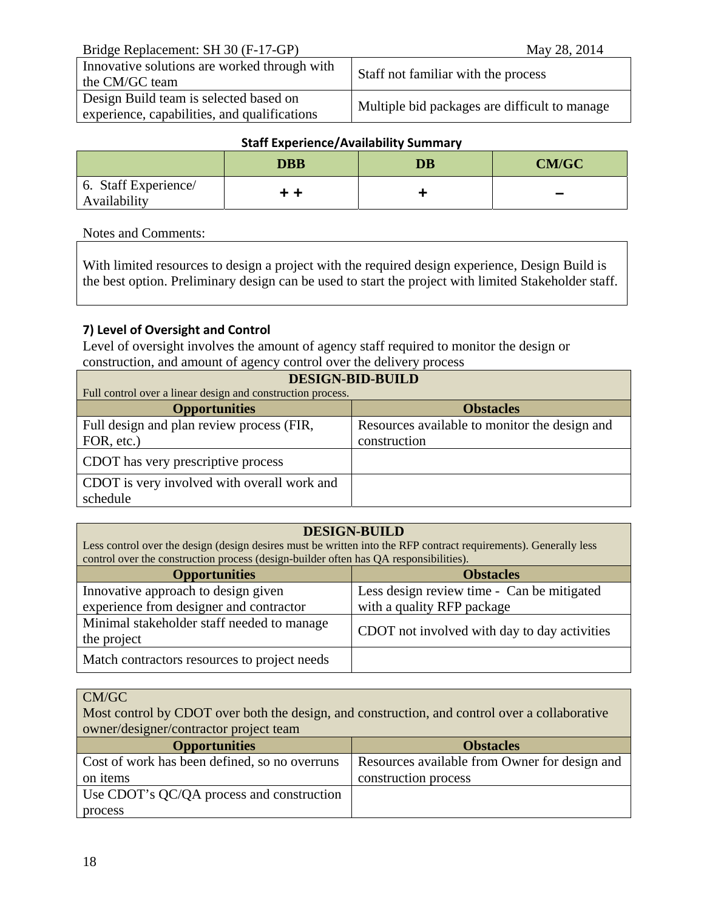| | |
|---|---|
| Innovative solutions are worked through with the CM/GC team | Staff not familiar with the process |
| Design Build team is selected based on experience, capabilities, and qualifications | Multiple bid packages are difficult to manage |

**Staff Experience/Availability Summary**

| | DBB | DB | CM/GC |
|---|---|---|---|
| 6. Staff Experience/ Availability | + + | + | – |

Notes and Comments:

With limited resources to design a project with the required design experience, Design Build is the best option. Preliminary design can be used to start the project with limited Stakeholder staff.

### 7) Level of Oversight and Control

Level of oversight involves the amount of agency staff required to monitor the design or construction, and amount of agency control over the delivery process

**DESIGN-BID-BUILD**

Full control over a linear design and construction process.

| Opportunities | Obstacles |
|---|---|
| Full design and plan review process (FIR, FOR, etc.) | Resources available to monitor the design and construction |
| CDOT has very prescriptive process | |
| CDOT is very involved with overall work and schedule | |

**DESIGN-BUILD**

Less control over the design (design desires must be written into the RFP contract requirements). Generally less control over the construction process (design-builder often has QA responsibilities).

| Opportunities | Obstacles |
|---|---|
| Innovative approach to design given experience from designer and contractor | Less design review time - Can be mitigated with a quality RFP package |
| Minimal stakeholder staff needed to manage the project | CDOT not involved with day to day activities |
| Match contractors resources to project needs | |

CM/GC

Most control by CDOT over both the design, and construction, and control over a collaborative owner/designer/contractor project team

| Opportunities | Obstacles |
|---|---|
| Cost of work has been defined, so no overruns on items | Resources available from Owner for design and construction process |
| Use CDOT's QC/QA process and construction process | |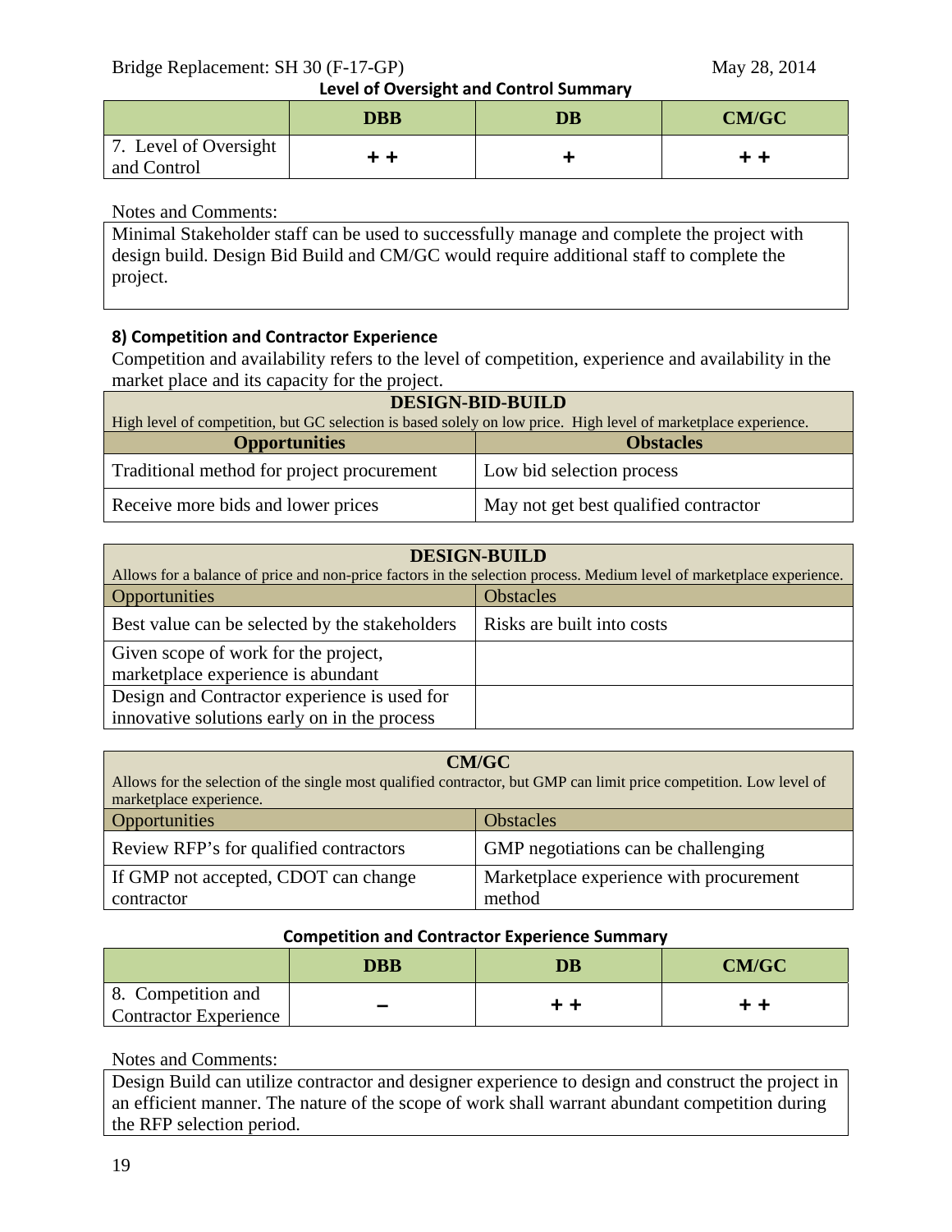**Level of Oversight and Control Summary**

| | DBB | DB | CM/GC |
|---|---|---|---|
| 7. Level of Oversight and Control | + + | + | + + |

Notes and Comments:

Minimal Stakeholder staff can be used to successfully manage and complete the project with design build. Design Bid Build and CM/GC would require additional staff to complete the project.

### 8) Competition and Contractor Experience

Competition and availability refers to the level of competition, experience and availability in the market place and its capacity for the project.

| DESIGN-BID-BUILD<br>High level of competition, but GC selection is based solely on low price. High level of marketplace experience. | |
|---|---|
| **Opportunities** | **Obstacles** |
| Traditional method for project procurement | Low bid selection process |
| Receive more bids and lower prices | May not get best qualified contractor |

| DESIGN-BUILD<br>Allows for a balance of price and non-price factors in the selection process. Medium level of marketplace experience. | |
|---|---|
| Opportunities | Obstacles |
| Best value can be selected by the stakeholders | Risks are built into costs |
| Given scope of work for the project, marketplace experience is abundant | |
| Design and Contractor experience is used for innovative solutions early on in the process | |

| CM/GC<br>Allows for the selection of the single most qualified contractor, but GMP can limit price competition. Low level of marketplace experience. | |
|---|---|
| Opportunities | Obstacles |
| Review RFP's for qualified contractors | GMP negotiations can be challenging |
| If GMP not accepted, CDOT can change contractor | Marketplace experience with procurement method |

**Competition and Contractor Experience Summary**

| | DBB | DB | CM/GC |
|---|---|---|---|
| 8. Competition and Contractor Experience | – | + + | + + |

Notes and Comments:

Design Build can utilize contractor and designer experience to design and construct the project in an efficient manner. The nature of the scope of work shall warrant abundant competition during the RFP selection period.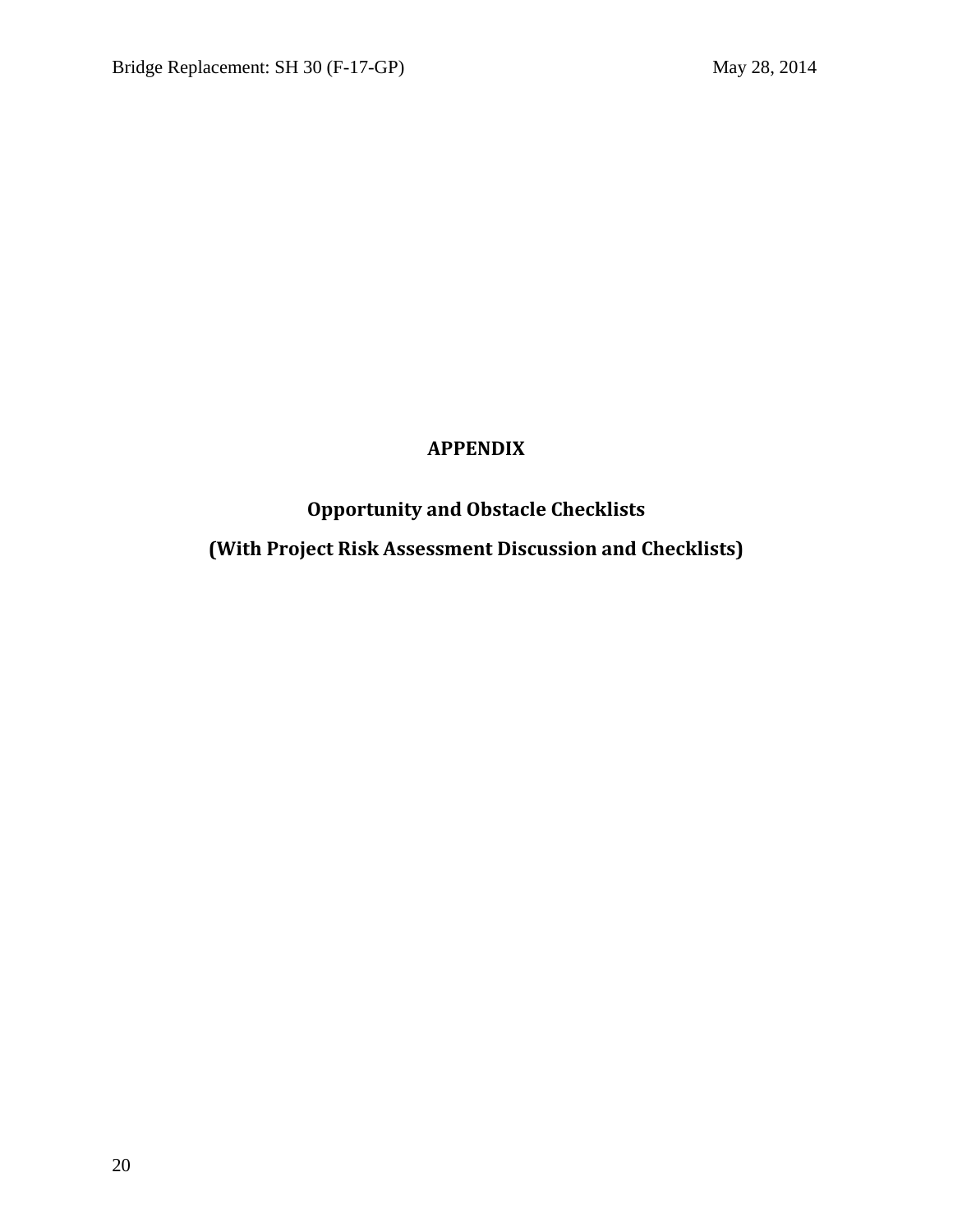# APPENDIX

## Opportunity and Obstacle Checklists

## (With Project Risk Assessment Discussion and Checklists)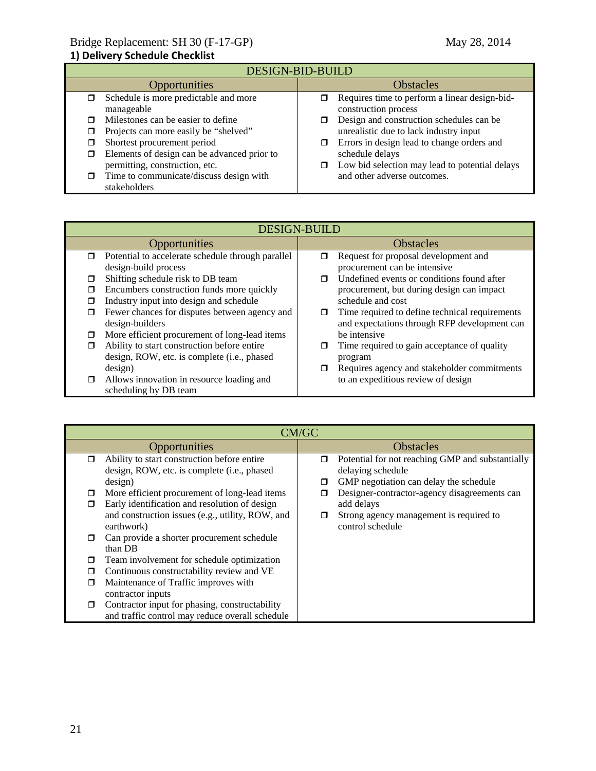## 1) Delivery Schedule Checklist

| DESIGN-BID-BUILD | |
|---|---|
| Opportunities | Obstacles |
| ❒ Schedule is more predictable and more manageable<br>❒ Milestones can be easier to define<br>❒ Projects can more easily be “shelved”<br>❒ Shortest procurement period<br>❒ Elements of design can be advanced prior to permitting, construction, etc.<br>❒ Time to communicate/discuss design with stakeholders | ❒ Requires time to perform a linear design-bid-construction process<br>❒ Design and construction schedules can be unrealistic due to lack industry input<br>❒ Errors in design lead to change orders and schedule delays<br>❒ Low bid selection may lead to potential delays and other adverse outcomes. |

| DESIGN-BUILD | |
|---|---|
| Opportunities | Obstacles |
| ❒ Potential to accelerate schedule through parallel design-build process<br>❒ Shifting schedule risk to DB team<br>❒ Encumbers construction funds more quickly<br>❒ Industry input into design and schedule<br>❒ Fewer chances for disputes between agency and design-builders<br>❒ More efficient procurement of long-lead items<br>❒ Ability to start construction before entire design, ROW, etc. is complete (i.e., phased design)<br>❒ Allows innovation in resource loading and scheduling by DB team | ❒ Request for proposal development and procurement can be intensive<br>❒ Undefined events or conditions found after procurement, but during design can impact schedule and cost<br>❒ Time required to define technical requirements and expectations through RFP development can be intensive<br>❒ Time required to gain acceptance of quality program<br>❒ Requires agency and stakeholder commitments to an expeditious review of design |

| CM/GC | |
|---|---|
| Opportunities | Obstacles |
| ❒ Ability to start construction before entire design, ROW, etc. is complete (i.e., phased design)<br>❒ More efficient procurement of long-lead items<br>❒ Early identification and resolution of design and construction issues (e.g., utility, ROW, and earthwork)<br>❒ Can provide a shorter procurement schedule than DB<br>❒ Team involvement for schedule optimization<br>❒ Continuous constructability review and VE<br>❒ Maintenance of Traffic improves with contractor inputs<br>❒ Contractor input for phasing, constructability and traffic control may reduce overall schedule | ❒ Potential for not reaching GMP and substantially delaying schedule<br>❒ GMP negotiation can delay the schedule<br>❒ Designer-contractor-agency disagreements can add delays<br>❒ Strong agency management is required to control schedule |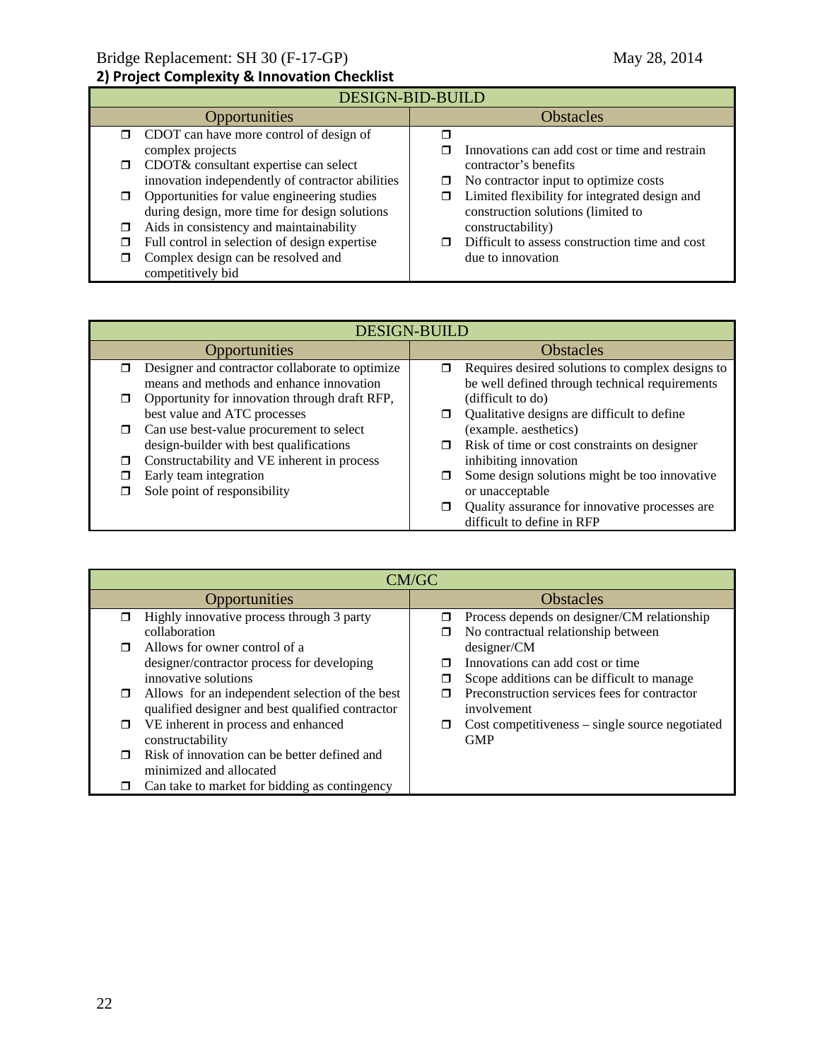## 2) Project Complexity & Innovation Checklist

| DESIGN-BID-BUILD | |
|---|---|
| **Opportunities** | **Obstacles** |
| ❒ CDOT can have more control of design of complex projects<br>❒ CDOT& consultant expertise can select innovation independently of contractor abilities<br>❒ Opportunities for value engineering studies during design, more time for design solutions<br>❒ Aids in consistency and maintainability<br>❒ Full control in selection of design expertise<br>❒ Complex design can be resolved and competitively bid | ❒<br>❒ Innovations can add cost or time and restrain contractor's benefits<br>❒ No contractor input to optimize costs<br>❒ Limited flexibility for integrated design and construction solutions (limited to constructability)<br>❒ Difficult to assess construction time and cost due to innovation |

| DESIGN-BUILD | |
|---|---|
| **Opportunities** | **Obstacles** |
| ❒ Designer and contractor collaborate to optimize means and methods and enhance innovation<br>❒ Opportunity for innovation through draft RFP, best value and ATC processes<br>❒ Can use best-value procurement to select design-builder with best qualifications<br>❒ Constructability and VE inherent in process<br>❒ Early team integration<br>❒ Sole point of responsibility | ❒ Requires desired solutions to complex designs to be well defined through technical requirements (difficult to do)<br>❒ Qualitative designs are difficult to define (example. aesthetics)<br>❒ Risk of time or cost constraints on designer inhibiting innovation<br>❒ Some design solutions might be too innovative or unacceptable<br>❒ Quality assurance for innovative processes are difficult to define in RFP |

| CM/GC | |
|---|---|
| **Opportunities** | **Obstacles** |
| ❒ Highly innovative process through 3 party collaboration<br>❒ Allows for owner control of a designer/contractor process for developing innovative solutions<br>❒ Allows for an independent selection of the best qualified designer and best qualified contractor<br>❒ VE inherent in process and enhanced constructability<br>❒ Risk of innovation can be better defined and minimized and allocated<br>❒ Can take to market for bidding as contingency | ❒ Process depends on designer/CM relationship<br>❒ No contractual relationship between designer/CM<br>❒ Innovations can add cost or time<br>❒ Scope additions can be difficult to manage<br>❒ Preconstruction services fees for contractor involvement<br>❒ Cost competitiveness – single source negotiated GMP |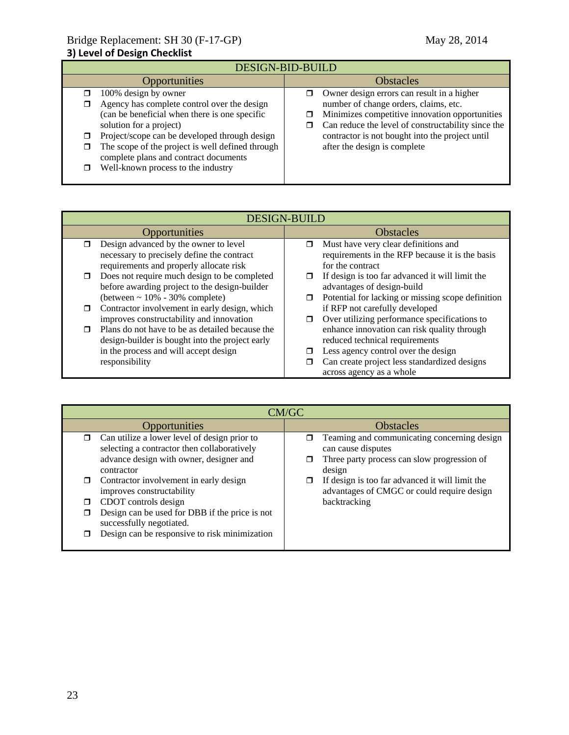## 3) Level of Design Checklist

| DESIGN-BID-BUILD | |
|---|---|
| **Opportunities** | **Obstacles** |
| ❒ 100% design by owner<br>❒ Agency has complete control over the design (can be beneficial when there is one specific solution for a project)<br>❒ Project/scope can be developed through design<br>❒ The scope of the project is well defined through complete plans and contract documents<br>❒ Well-known process to the industry | ❒ Owner design errors can result in a higher number of change orders, claims, etc.<br>❒ Minimizes competitive innovation opportunities<br>❒ Can reduce the level of constructability since the contractor is not bought into the project until after the design is complete |

| DESIGN-BUILD | |
|---|---|
| **Opportunities** | **Obstacles** |
| ❒ Design advanced by the owner to level necessary to precisely define the contract requirements and properly allocate risk<br>❒ Does not require much design to be completed before awarding project to the design-builder (between ~ 10% - 30% complete)<br>❒ Contractor involvement in early design, which improves constructability and innovation<br>❒ Plans do not have to be as detailed because the design-builder is bought into the project early in the process and will accept design responsibility | ❒ Must have very clear definitions and requirements in the RFP because it is the basis for the contract<br>❒ If design is too far advanced it will limit the advantages of design-build<br>❒ Potential for lacking or missing scope definition if RFP not carefully developed<br>❒ Over utilizing performance specifications to enhance innovation can risk quality through reduced technical requirements<br>❒ Less agency control over the design<br>❒ Can create project less standardized designs across agency as a whole |

| CM/GC | |
|---|---|
| **Opportunities** | **Obstacles** |
| ❒ Can utilize a lower level of design prior to selecting a contractor then collaboratively advance design with owner, designer and contractor<br>❒ Contractor involvement in early design improves constructability<br>❒ CDOT controls design<br>❒ Design can be used for DBB if the price is not successfully negotiated.<br>❒ Design can be responsive to risk minimization | ❒ Teaming and communicating concerning design can cause disputes<br>❒ Three party process can slow progression of design<br>❒ If design is too far advanced it will limit the advantages of CMGC or could require design backtracking |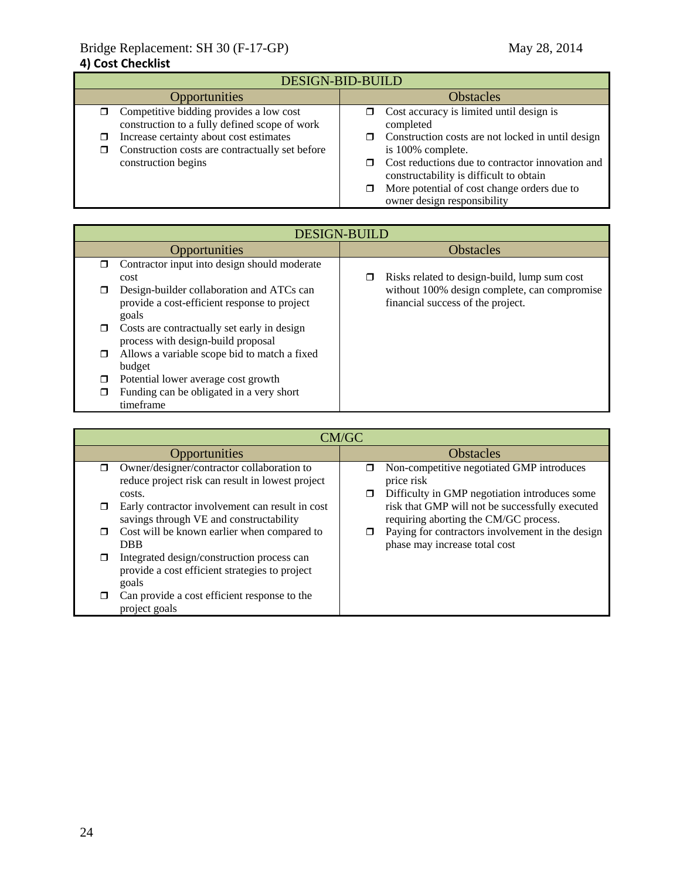## 4) Cost Checklist

| DESIGN-BID-BUILD | |
|---|---|
| Opportunities | Obstacles |
| ❒ Competitive bidding provides a low cost construction to a fully defined scope of work<br>❒ Increase certainty about cost estimates<br>❒ Construction costs are contractually set before construction begins | ❒ Cost accuracy is limited until design is completed<br>❒ Construction costs are not locked in until design is 100% complete.<br>❒ Cost reductions due to contractor innovation and constructability is difficult to obtain<br>❒ More potential of cost change orders due to owner design responsibility |

| DESIGN-BUILD | |
|---|---|
| Opportunities | Obstacles |
| ❒ Contractor input into design should moderate cost<br>❒ Design-builder collaboration and ATCs can provide a cost-efficient response to project goals<br>❒ Costs are contractually set early in design process with design-build proposal<br>❒ Allows a variable scope bid to match a fixed budget<br>❒ Potential lower average cost growth<br>❒ Funding can be obligated in a very short timeframe | ❒ Risks related to design-build, lump sum cost without 100% design complete, can compromise financial success of the project. |

| CM/GC | |
|---|---|
| Opportunities | Obstacles |
| ❒ Owner/designer/contractor collaboration to reduce project risk can result in lowest project costs.<br>❒ Early contractor involvement can result in cost savings through VE and constructability<br>❒ Cost will be known earlier when compared to DBB<br>❒ Integrated design/construction process can provide a cost efficient strategies to project goals<br>❒ Can provide a cost efficient response to the project goals | ❒ Non-competitive negotiated GMP introduces price risk<br>❒ Difficulty in GMP negotiation introduces some risk that GMP will not be successfully executed requiring aborting the CM/GC process.<br>❒ Paying for contractors involvement in the design phase may increase total cost |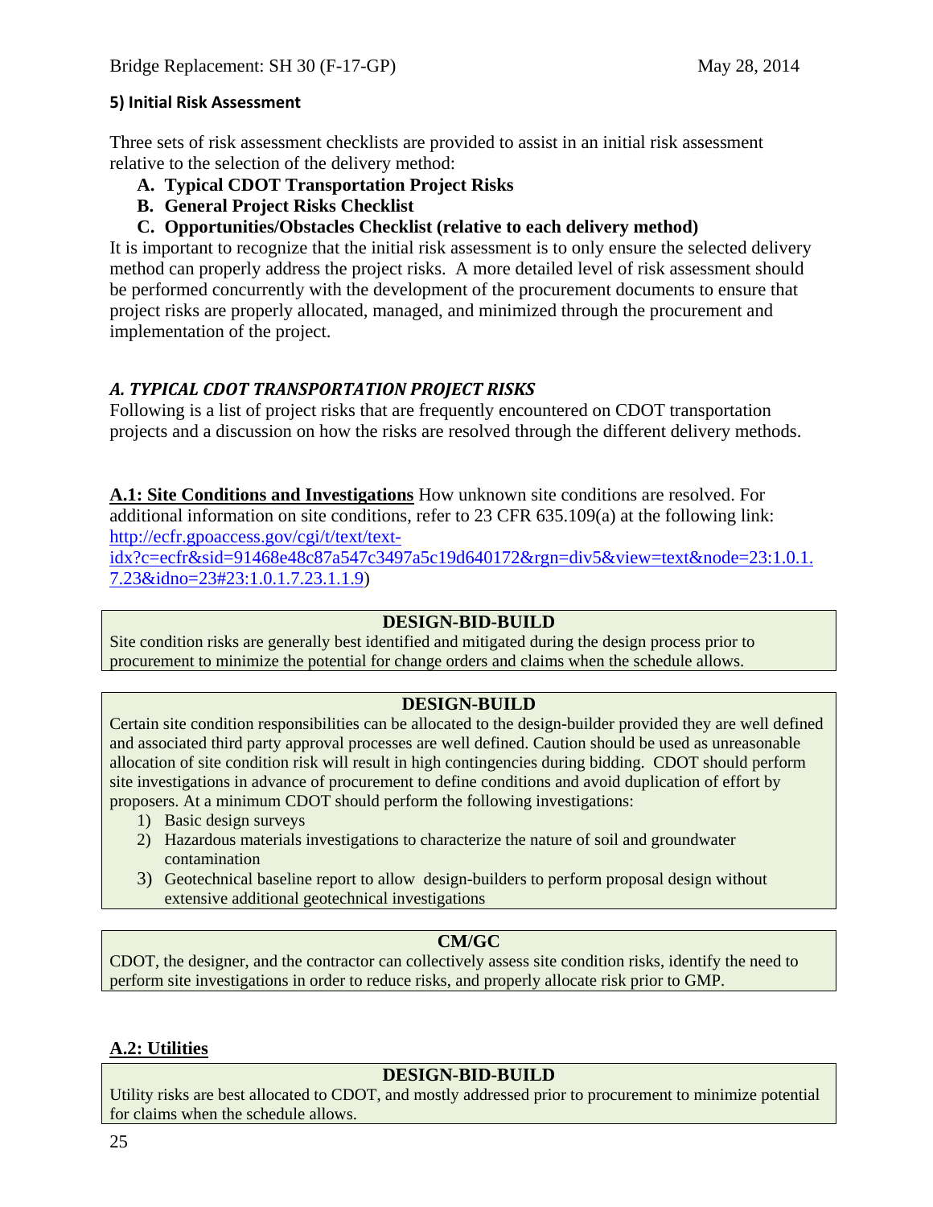### 5) Initial Risk Assessment

Three sets of risk assessment checklists are provided to assist in an initial risk assessment relative to the selection of the delivery method:

**A. Typical CDOT Transportation Project Risks**
**B. General Project Risks Checklist**
**C. Opportunities/Obstacles Checklist (relative to each delivery method)**

It is important to recognize that the initial risk assessment is to only ensure the selected delivery method can properly address the project risks. A more detailed level of risk assessment should be performed concurrently with the development of the procurement documents to ensure that project risks are properly allocated, managed, and minimized through the procurement and implementation of the project.

### *A. TYPICAL CDOT TRANSPORTATION PROJECT RISKS*

Following is a list of project risks that are frequently encountered on CDOT transportation projects and a discussion on how the risks are resolved through the different delivery methods.

**A.1: Site Conditions and Investigations** How unknown site conditions are resolved. For additional information on site conditions, refer to 23 CFR 635.109(a) at the following link: http://ecfr.gpoaccess.gov/cgi/t/text/text-idx?c=ecfr&sid=91468e48c87a547c3497a5c19d640172&rgn=div5&view=text&node=23:1.0.1.7.23&idno=23#23:1.0.1.7.23.1.1.9)

| DESIGN-BID-BUILD |
|---|
| Site condition risks are generally best identified and mitigated during the design process prior to procurement to minimize the potential for change orders and claims when the schedule allows. |

| DESIGN-BUILD |
|---|
| Certain site condition responsibilities can be allocated to the design-builder provided they are well defined and associated third party approval processes are well defined. Caution should be used as unreasonable allocation of site condition risk will result in high contingencies during bidding. CDOT should perform site investigations in advance of procurement to define conditions and avoid duplication of effort by proposers. At a minimum CDOT should perform the following investigations:<br>1) Basic design surveys<br>2) Hazardous materials investigations to characterize the nature of soil and groundwater contamination<br>3) Geotechnical baseline report to allow design-builders to perform proposal design without extensive additional geotechnical investigations |

| CM/GC |
|---|
| CDOT, the designer, and the contractor can collectively assess site condition risks, identify the need to perform site investigations in order to reduce risks, and properly allocate risk prior to GMP. |

**A.2: Utilities**

| DESIGN-BID-BUILD |
|---|
| Utility risks are best allocated to CDOT, and mostly addressed prior to procurement to minimize potential for claims when the schedule allows. |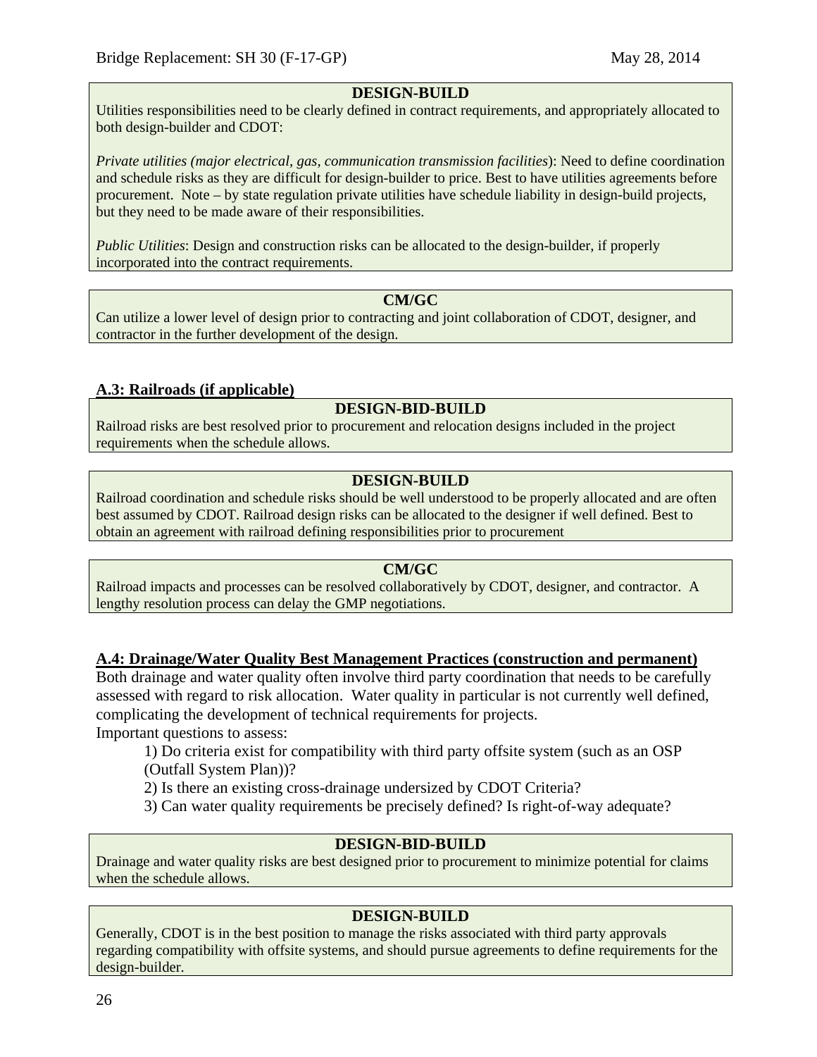**DESIGN-BUILD**

Utilities responsibilities need to be clearly defined in contract requirements, and appropriately allocated to both design-builder and CDOT:

*Private utilities (major electrical, gas, communication transmission facilities*): Need to define coordination and schedule risks as they are difficult for design-builder to price. Best to have utilities agreements before procurement. Note – by state regulation private utilities have schedule liability in design-build projects, but they need to be made aware of their responsibilities.

*Public Utilities*: Design and construction risks can be allocated to the design-builder, if properly incorporated into the contract requirements.

**CM/GC**

Can utilize a lower level of design prior to contracting and joint collaboration of CDOT, designer, and contractor in the further development of the design.

## A.3: Railroads (if applicable)

**DESIGN-BID-BUILD**

Railroad risks are best resolved prior to procurement and relocation designs included in the project requirements when the schedule allows.

**DESIGN-BUILD**

Railroad coordination and schedule risks should be well understood to be properly allocated and are often best assumed by CDOT. Railroad design risks can be allocated to the designer if well defined. Best to obtain an agreement with railroad defining responsibilities prior to procurement

**CM/GC**

Railroad impacts and processes can be resolved collaboratively by CDOT, designer, and contractor. A lengthy resolution process can delay the GMP negotiations.

## A.4: Drainage/Water Quality Best Management Practices (construction and permanent)

Both drainage and water quality often involve third party coordination that needs to be carefully assessed with regard to risk allocation. Water quality in particular is not currently well defined, complicating the development of technical requirements for projects.

Important questions to assess:

1) Do criteria exist for compatibility with third party offsite system (such as an OSP (Outfall System Plan))?
2) Is there an existing cross-drainage undersized by CDOT Criteria?
3) Can water quality requirements be precisely defined? Is right-of-way adequate?

**DESIGN-BID-BUILD**

Drainage and water quality risks are best designed prior to procurement to minimize potential for claims when the schedule allows.

**DESIGN-BUILD**

Generally, CDOT is in the best position to manage the risks associated with third party approvals regarding compatibility with offsite systems, and should pursue agreements to define requirements for the design-builder.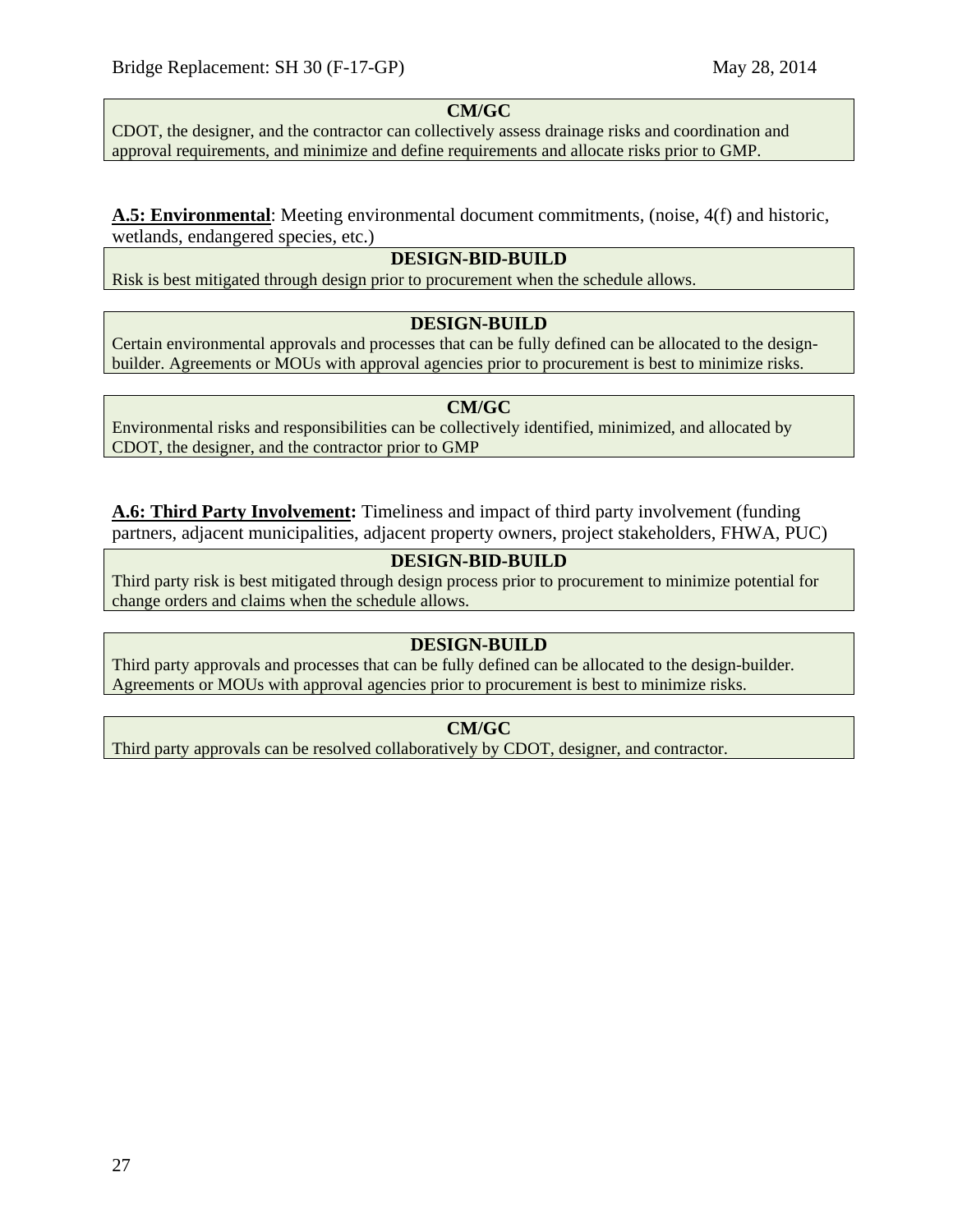**CM/GC**

CDOT, the designer, and the contractor can collectively assess drainage risks and coordination and approval requirements, and minimize and define requirements and allocate risks prior to GMP.

**A.5: Environmental**: Meeting environmental document commitments, (noise, 4(f) and historic, wetlands, endangered species, etc.)

**DESIGN-BID-BUILD**

Risk is best mitigated through design prior to procurement when the schedule allows.

**DESIGN-BUILD**

Certain environmental approvals and processes that can be fully defined can be allocated to the design-builder. Agreements or MOUs with approval agencies prior to procurement is best to minimize risks.

**CM/GC**

Environmental risks and responsibilities can be collectively identified, minimized, and allocated by CDOT, the designer, and the contractor prior to GMP

**A.6: Third Party Involvement:** Timeliness and impact of third party involvement (funding partners, adjacent municipalities, adjacent property owners, project stakeholders, FHWA, PUC)

**DESIGN-BID-BUILD**

Third party risk is best mitigated through design process prior to procurement to minimize potential for change orders and claims when the schedule allows.

**DESIGN-BUILD**

Third party approvals and processes that can be fully defined can be allocated to the design-builder. Agreements or MOUs with approval agencies prior to procurement is best to minimize risks.

**CM/GC**

Third party approvals can be resolved collaboratively by CDOT, designer, and contractor.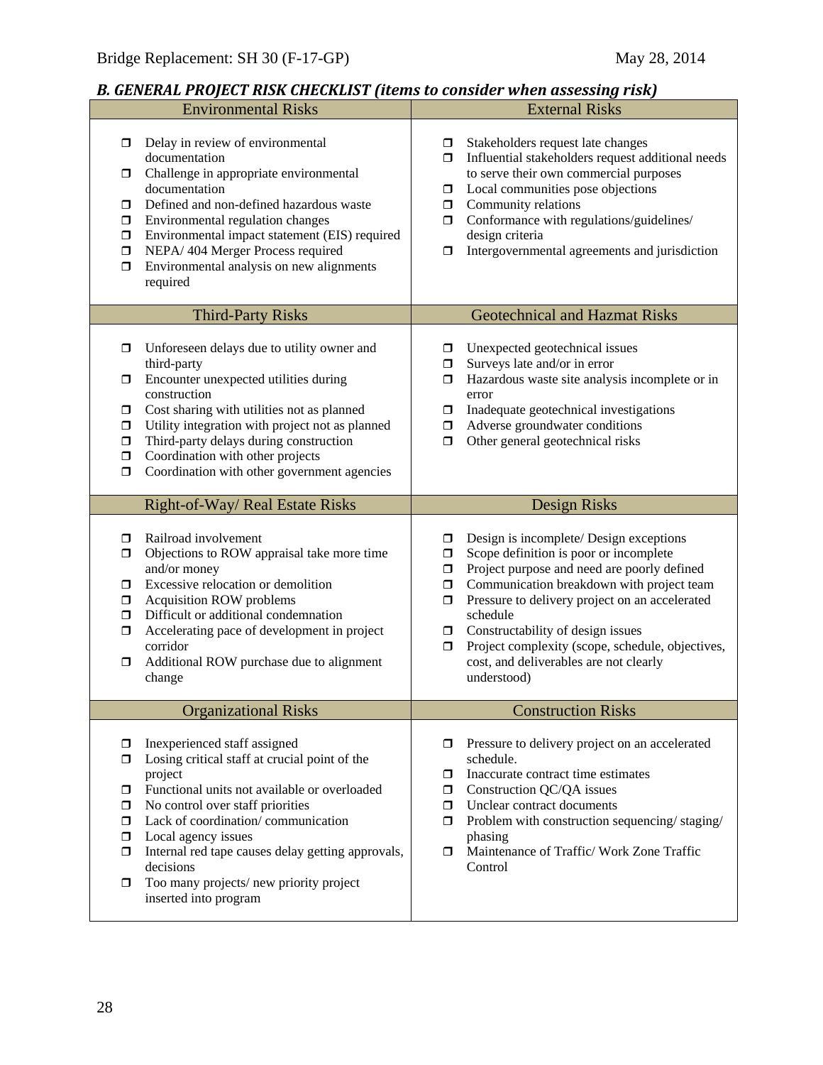## *B. GENERAL PROJECT RISK CHECKLIST (items to consider when assessing risk)*

| Environmental Risks | External Risks |
|---|---|
| ❒ Delay in review of environmental documentation<br>❒ Challenge in appropriate environmental documentation<br>❒ Defined and non-defined hazardous waste<br>❒ Environmental regulation changes<br>❒ Environmental impact statement (EIS) required<br>❒ NEPA/ 404 Merger Process required<br>❒ Environmental analysis on new alignments required | ❒ Stakeholders request late changes<br>❒ Influential stakeholders request additional needs to serve their own commercial purposes<br>❒ Local communities pose objections<br>❒ Community relations<br>❒ Conformance with regulations/guidelines/ design criteria<br>❒ Intergovernmental agreements and jurisdiction |
| **Third-Party Risks** | **Geotechnical and Hazmat Risks** |
| ❒ Unforeseen delays due to utility owner and third-party<br>❒ Encounter unexpected utilities during construction<br>❒ Cost sharing with utilities not as planned<br>❒ Utility integration with project not as planned<br>❒ Third-party delays during construction<br>❒ Coordination with other projects<br>❒ Coordination with other government agencies | ❒ Unexpected geotechnical issues<br>❒ Surveys late and/or in error<br>❒ Hazardous waste site analysis incomplete or in error<br>❒ Inadequate geotechnical investigations<br>❒ Adverse groundwater conditions<br>❒ Other general geotechnical risks |
| **Right-of-Way/ Real Estate Risks** | **Design Risks** |
| ❒ Railroad involvement<br>❒ Objections to ROW appraisal take more time and/or money<br>❒ Excessive relocation or demolition<br>❒ Acquisition ROW problems<br>❒ Difficult or additional condemnation<br>❒ Accelerating pace of development in project corridor<br>❒ Additional ROW purchase due to alignment change | ❒ Design is incomplete/ Design exceptions<br>❒ Scope definition is poor or incomplete<br>❒ Project purpose and need are poorly defined<br>❒ Communication breakdown with project team<br>❒ Pressure to delivery project on an accelerated schedule<br>❒ Constructability of design issues<br>❒ Project complexity (scope, schedule, objectives, cost, and deliverables are not clearly understood) |
| **Organizational Risks** | **Construction Risks** |
| ❒ Inexperienced staff assigned<br>❒ Losing critical staff at crucial point of the project<br>❒ Functional units not available or overloaded<br>❒ No control over staff priorities<br>❒ Lack of coordination/ communication<br>❒ Local agency issues<br>❒ Internal red tape causes delay getting approvals, decisions<br>❒ Too many projects/ new priority project inserted into program | ❒ Pressure to delivery project on an accelerated schedule.<br>❒ Inaccurate contract time estimates<br>❒ Construction QC/QA issues<br>❒ Unclear contract documents<br>❒ Problem with construction sequencing/ staging/ phasing<br>❒ Maintenance of Traffic/ Work Zone Traffic Control |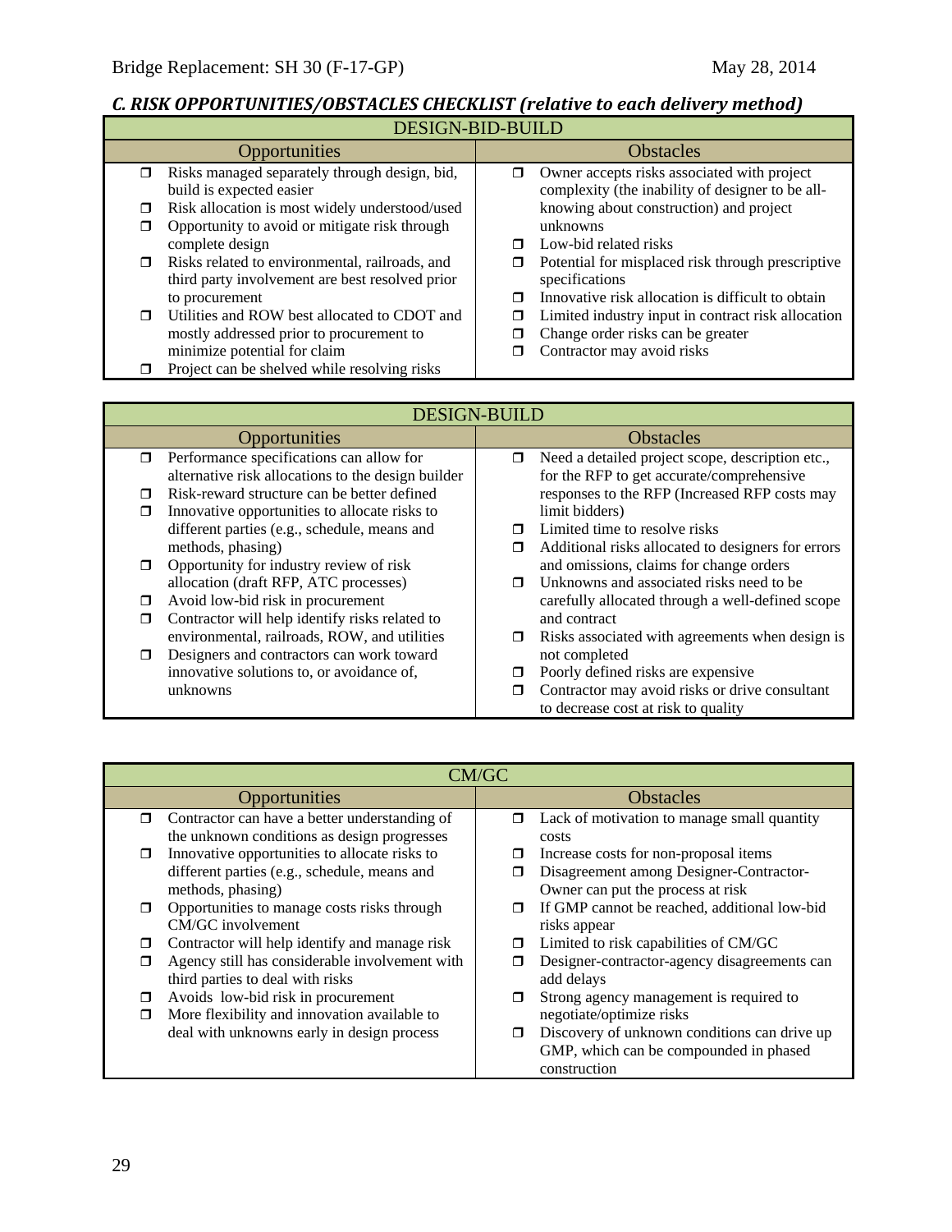### *C. RISK OPPORTUNITIES/OBSTACLES CHECKLIST (relative to each delivery method)*

| DESIGN-BID-BUILD | |
|---|---|
| **Opportunities** | **Obstacles** |
| ❒ Risks managed separately through design, bid, build is expected easier<br>❒ Risk allocation is most widely understood/used<br>❒ Opportunity to avoid or mitigate risk through complete design<br>❒ Risks related to environmental, railroads, and third party involvement are best resolved prior to procurement<br>❒ Utilities and ROW best allocated to CDOT and mostly addressed prior to procurement to minimize potential for claim<br>❒ Project can be shelved while resolving risks | ❒ Owner accepts risks associated with project complexity (the inability of designer to be all-knowing about construction) and project unknowns<br>❒ Low-bid related risks<br>❒ Potential for misplaced risk through prescriptive specifications<br>❒ Innovative risk allocation is difficult to obtain<br>❒ Limited industry input in contract risk allocation<br>❒ Change order risks can be greater<br>❒ Contractor may avoid risks |

| DESIGN-BUILD | |
|---|---|
| **Opportunities** | **Obstacles** |
| ❒ Performance specifications can allow for alternative risk allocations to the design builder<br>❒ Risk-reward structure can be better defined<br>❒ Innovative opportunities to allocate risks to different parties (e.g., schedule, means and methods, phasing)<br>❒ Opportunity for industry review of risk allocation (draft RFP, ATC processes)<br>❒ Avoid low-bid risk in procurement<br>❒ Contractor will help identify risks related to environmental, railroads, ROW, and utilities<br>❒ Designers and contractors can work toward innovative solutions to, or avoidance of, unknowns | ❒ Need a detailed project scope, description etc., for the RFP to get accurate/comprehensive responses to the RFP (Increased RFP costs may limit bidders)<br>❒ Limited time to resolve risks<br>❒ Additional risks allocated to designers for errors and omissions, claims for change orders<br>❒ Unknowns and associated risks need to be carefully allocated through a well-defined scope and contract<br>❒ Risks associated with agreements when design is not completed<br>❒ Poorly defined risks are expensive<br>❒ Contractor may avoid risks or drive consultant to decrease cost at risk to quality |

| CM/GC | |
|---|---|
| **Opportunities** | **Obstacles** |
| ❒ Contractor can have a better understanding of the unknown conditions as design progresses<br>❒ Innovative opportunities to allocate risks to different parties (e.g., schedule, means and methods, phasing)<br>❒ Opportunities to manage costs risks through CM/GC involvement<br>❒ Contractor will help identify and manage risk<br>❒ Agency still has considerable involvement with third parties to deal with risks<br>❒ Avoids low-bid risk in procurement<br>❒ More flexibility and innovation available to deal with unknowns early in design process | ❒ Lack of motivation to manage small quantity costs<br>❒ Increase costs for non-proposal items<br>❒ Disagreement among Designer-Contractor-Owner can put the process at risk<br>❒ If GMP cannot be reached, additional low-bid risks appear<br>❒ Limited to risk capabilities of CM/GC<br>❒ Designer-contractor-agency disagreements can add delays<br>❒ Strong agency management is required to negotiate/optimize risks<br>❒ Discovery of unknown conditions can drive up GMP, which can be compounded in phased construction |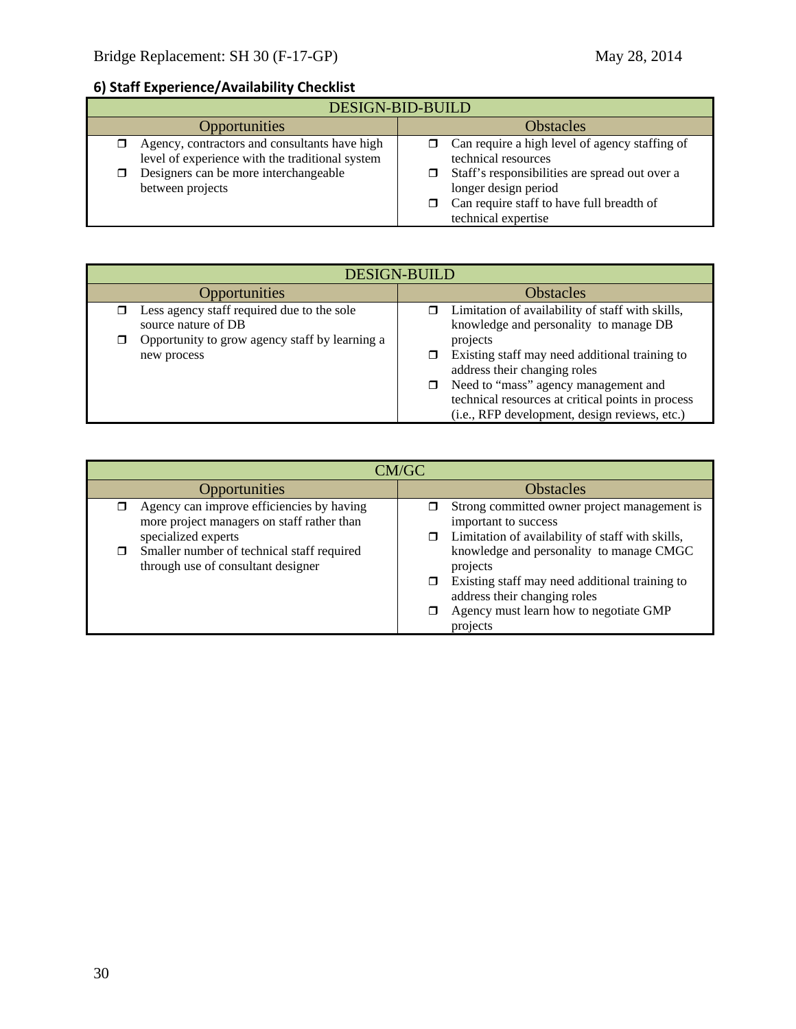### 6) Staff Experience/Availability Checklist

| DESIGN-BID-BUILD | |
|---|---|
| **Opportunities** | **Obstacles** |
| ❒ Agency, contractors and consultants have high level of experience with the traditional system<br>❒ Designers can be more interchangeable between projects | ❒ Can require a high level of agency staffing of technical resources<br>❒ Staff's responsibilities are spread out over a longer design period<br>❒ Can require staff to have full breadth of technical expertise |

| DESIGN-BUILD | |
|---|---|
| **Opportunities** | **Obstacles** |
| ❒ Less agency staff required due to the sole source nature of DB<br>❒ Opportunity to grow agency staff by learning a new process | ❒ Limitation of availability of staff with skills, knowledge and personality to manage DB projects<br>❒ Existing staff may need additional training to address their changing roles<br>❒ Need to "mass" agency management and technical resources at critical points in process (i.e., RFP development, design reviews, etc.) |

| CM/GC | |
|---|---|
| **Opportunities** | **Obstacles** |
| ❒ Agency can improve efficiencies by having more project managers on staff rather than specialized experts<br>❒ Smaller number of technical staff required through use of consultant designer | ❒ Strong committed owner project management is important to success<br>❒ Limitation of availability of staff with skills, knowledge and personality to manage CMGC projects<br>❒ Existing staff may need additional training to address their changing roles<br>❒ Agency must learn how to negotiate GMP projects |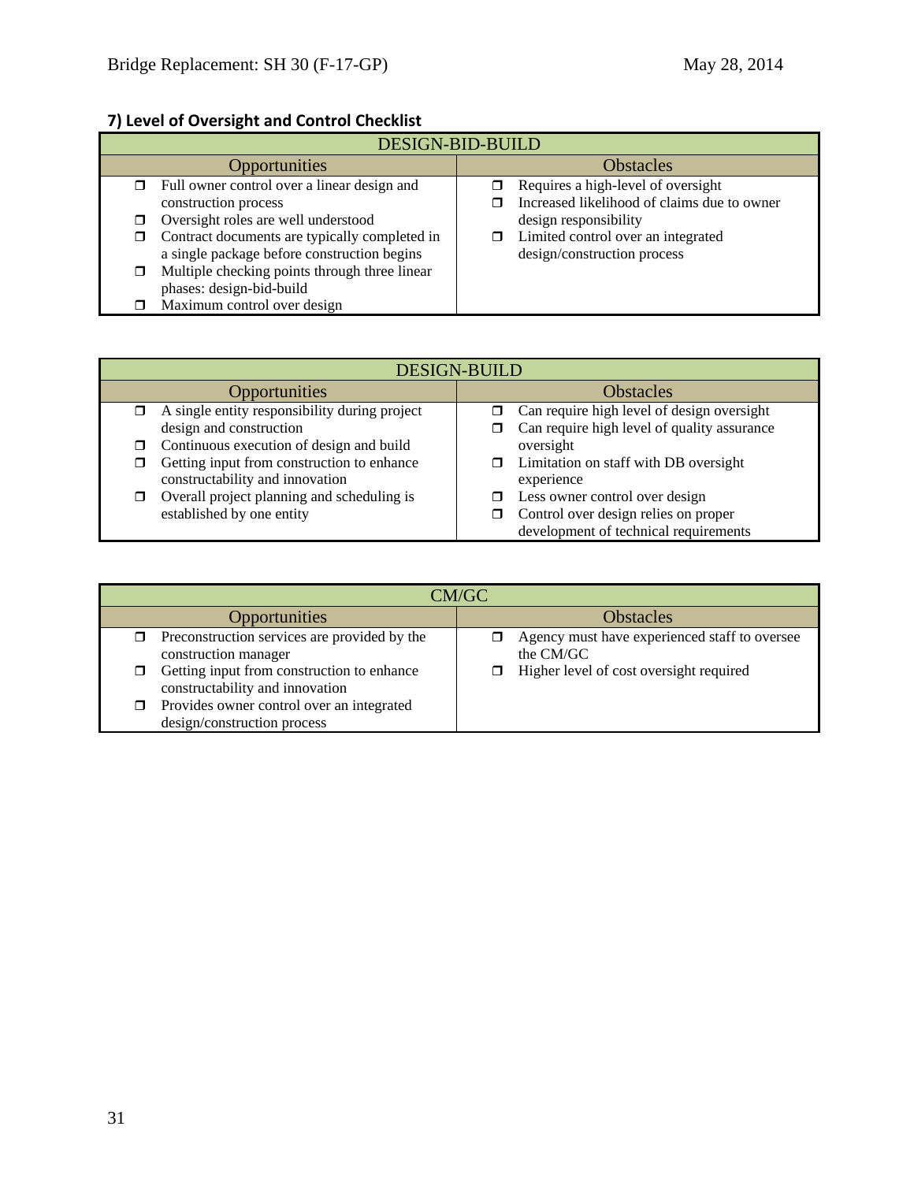### 7) Level of Oversight and Control Checklist

| DESIGN-BID-BUILD | |
|---|---|
| **Opportunities** | **Obstacles** |
| ❐ Full owner control over a linear design and construction process<br>❐ Oversight roles are well understood<br>❐ Contract documents are typically completed in a single package before construction begins<br>❐ Multiple checking points through three linear phases: design-bid-build<br>❐ Maximum control over design | ❐ Requires a high-level of oversight<br>❐ Increased likelihood of claims due to owner design responsibility<br>❐ Limited control over an integrated design/construction process |

| DESIGN-BUILD | |
|---|---|
| **Opportunities** | **Obstacles** |
| ❐ A single entity responsibility during project design and construction<br>❐ Continuous execution of design and build<br>❐ Getting input from construction to enhance constructability and innovation<br>❐ Overall project planning and scheduling is established by one entity | ❐ Can require high level of design oversight<br>❐ Can require high level of quality assurance oversight<br>❐ Limitation on staff with DB oversight experience<br>❐ Less owner control over design<br>❐ Control over design relies on proper development of technical requirements |

| CM/GC | |
|---|---|
| **Opportunities** | **Obstacles** |
| ❐ Preconstruction services are provided by the construction manager<br>❐ Getting input from construction to enhance constructability and innovation<br>❐ Provides owner control over an integrated design/construction process | ❐ Agency must have experienced staff to oversee the CM/GC<br>❐ Higher level of cost oversight required |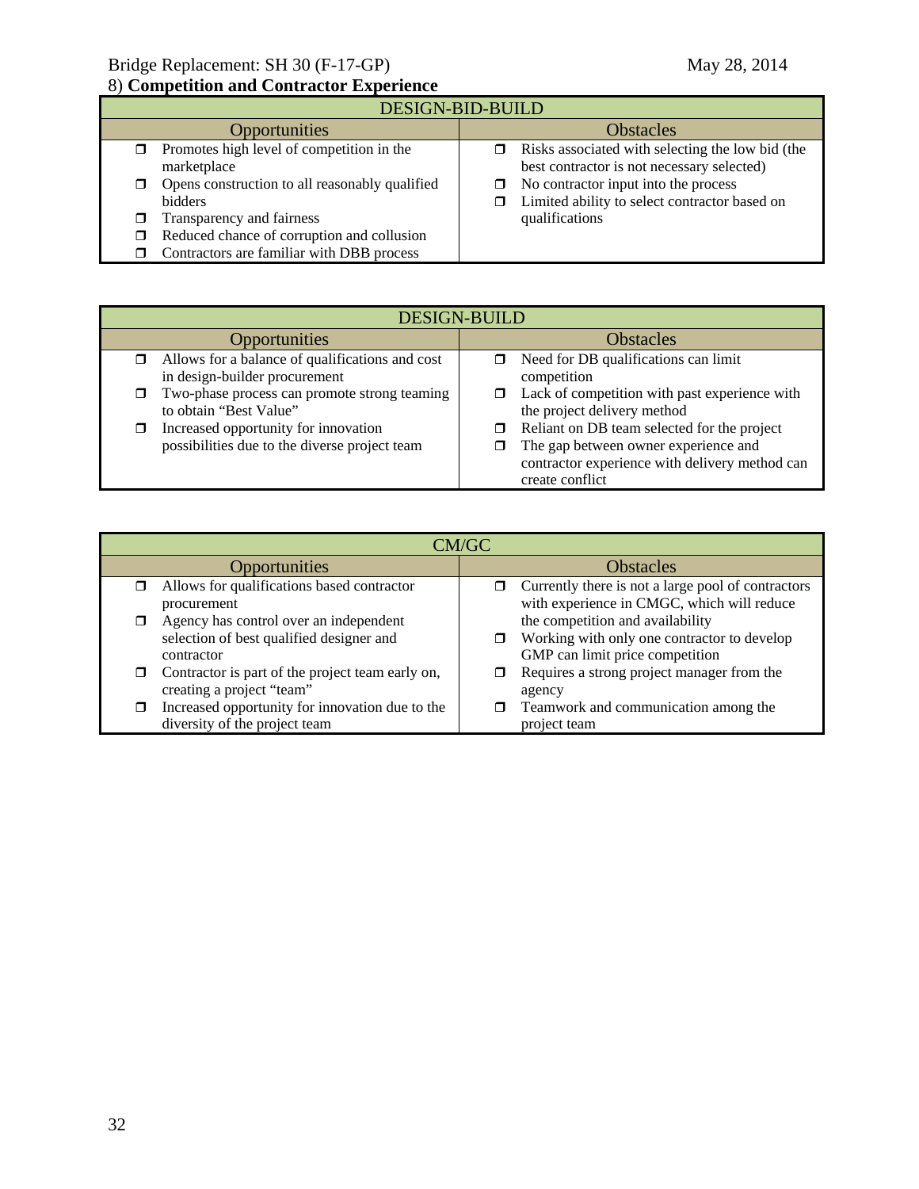8) **Competition and Contractor Experience**

| DESIGN-BID-BUILD | |
|---|---|
| Opportunities | Obstacles |
| ❒ Promotes high level of competition in the marketplace<br>❒ Opens construction to all reasonably qualified bidders<br>❒ Transparency and fairness<br>❒ Reduced chance of corruption and collusion<br>❒ Contractors are familiar with DBB process | ❒ Risks associated with selecting the low bid (the best contractor is not necessary selected)<br>❒ No contractor input into the process<br>❒ Limited ability to select contractor based on qualifications |

| DESIGN-BUILD | |
|---|---|
| Opportunities | Obstacles |
| ❒ Allows for a balance of qualifications and cost in design-builder procurement<br>❒ Two-phase process can promote strong teaming to obtain "Best Value"<br>❒ Increased opportunity for innovation possibilities due to the diverse project team | ❒ Need for DB qualifications can limit competition<br>❒ Lack of competition with past experience with the project delivery method<br>❒ Reliant on DB team selected for the project<br>❒ The gap between owner experience and contractor experience with delivery method can create conflict |

| CM/GC | |
|---|---|
| Opportunities | Obstacles |
| ❒ Allows for qualifications based contractor procurement<br>❒ Agency has control over an independent selection of best qualified designer and contractor<br>❒ Contractor is part of the project team early on, creating a project "team"<br>❒ Increased opportunity for innovation due to the diversity of the project team | ❒ Currently there is not a large pool of contractors with experience in CMGC, which will reduce the competition and availability<br>❒ Working with only one contractor to develop GMP can limit price competition<br>❒ Requires a strong project manager from the agency<br>❒ Teamwork and communication among the project team |